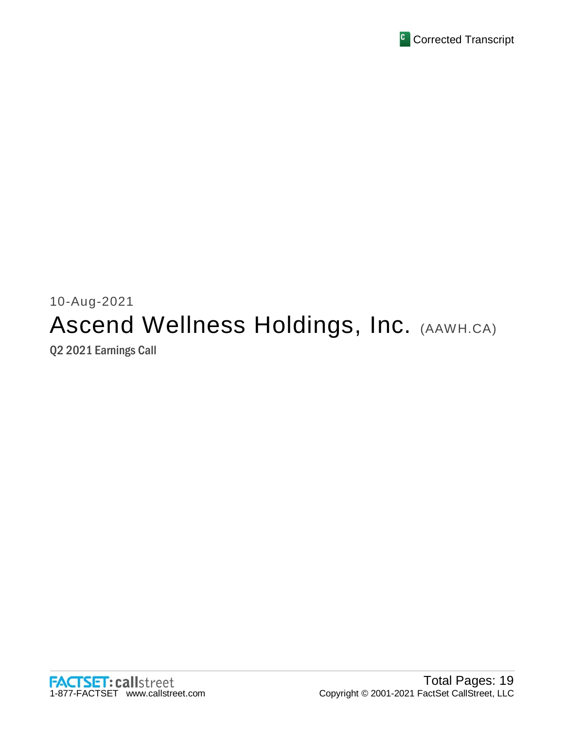Corrected Transcript

10-Aug-2021

# Ascend Wellness Holdings, Inc. (AAWH.CA)

## Q2 2021 Earnings Call

FACTSET: callstreet
1-877-FACTSET www.callstreet.com

Total Pages: 19
Copyright © 2001-2021 FactSet CallStreet, LLC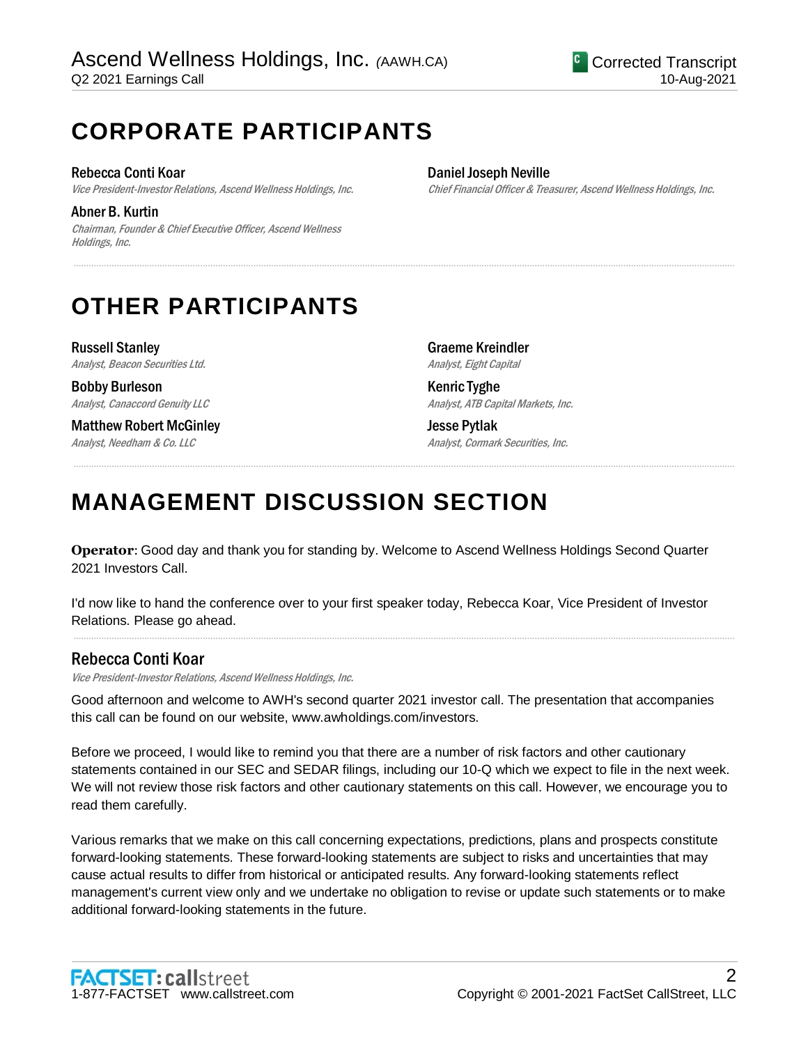# CORPORATE PARTICIPANTS

**Rebecca Conti Koar**
*Vice President-Investor Relations, Ascend Wellness Holdings, Inc.*

**Abner B. Kurtin**
*Chairman, Founder & Chief Executive Officer, Ascend Wellness Holdings, Inc.*

**Daniel Joseph Neville**
*Chief Financial Officer & Treasurer, Ascend Wellness Holdings, Inc.*

# OTHER PARTICIPANTS

**Russell Stanley**
*Analyst, Beacon Securities Ltd.*

**Bobby Burleson**
*Analyst, Canaccord Genuity LLC*

**Matthew Robert McGinley**
*Analyst, Needham & Co. LLC*

**Graeme Kreindler**
*Analyst, Eight Capital*

**Kenric Tyghe**
*Analyst, ATB Capital Markets, Inc.*

**Jesse Pytlak**
*Analyst, Cormark Securities, Inc.*

# MANAGEMENT DISCUSSION SECTION

**Operator**: Good day and thank you for standing by. Welcome to Ascend Wellness Holdings Second Quarter 2021 Investors Call.

I'd now like to hand the conference over to your first speaker today, Rebecca Koar, Vice President of Investor Relations. Please go ahead.

## Rebecca Conti Koar

*Vice President-Investor Relations, Ascend Wellness Holdings, Inc.*

Good afternoon and welcome to AWH's second quarter 2021 investor call. The presentation that accompanies this call can be found on our website, www.awholdings.com/investors.

Before we proceed, I would like to remind you that there are a number of risk factors and other cautionary statements contained in our SEC and SEDAR filings, including our 10-Q which we expect to file in the next week. We will not review those risk factors and other cautionary statements on this call. However, we encourage you to read them carefully.

Various remarks that we make on this call concerning expectations, predictions, plans and prospects constitute forward-looking statements. These forward-looking statements are subject to risks and uncertainties that may cause actual results to differ from historical or anticipated results. Any forward-looking statements reflect management's current view only and we undertake no obligation to revise or update such statements or to make additional forward-looking statements in the future.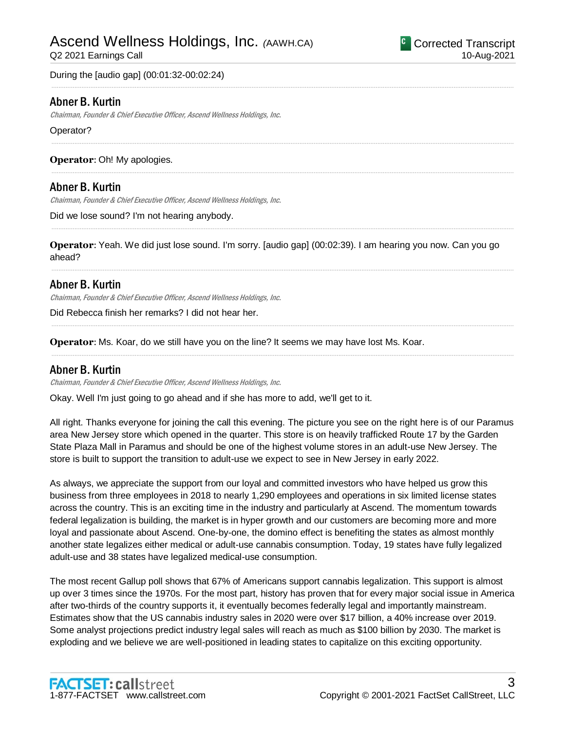During the [audio gap] (00:01:32-00:02:24)

## Abner B. Kurtin

*Chairman, Founder & Chief Executive Officer, Ascend Wellness Holdings, Inc.*

Operator?

**Operator**: Oh! My apologies.

## Abner B. Kurtin

*Chairman, Founder & Chief Executive Officer, Ascend Wellness Holdings, Inc.*

Did we lose sound? I'm not hearing anybody.

**Operator**: Yeah. We did just lose sound. I'm sorry. [audio gap] (00:02:39). I am hearing you now. Can you go ahead?

## Abner B. Kurtin

*Chairman, Founder & Chief Executive Officer, Ascend Wellness Holdings, Inc.*

Did Rebecca finish her remarks? I did not hear her.

**Operator**: Ms. Koar, do we still have you on the line? It seems we may have lost Ms. Koar.

## Abner B. Kurtin

*Chairman, Founder & Chief Executive Officer, Ascend Wellness Holdings, Inc.*

Okay. Well I'm just going to go ahead and if she has more to add, we'll get to it.

All right. Thanks everyone for joining the call this evening. The picture you see on the right here is of our Paramus area New Jersey store which opened in the quarter. This store is on heavily trafficked Route 17 by the Garden State Plaza Mall in Paramus and should be one of the highest volume stores in an adult-use New Jersey. The store is built to support the transition to adult-use we expect to see in New Jersey in early 2022.

As always, we appreciate the support from our loyal and committed investors who have helped us grow this business from three employees in 2018 to nearly 1,290 employees and operations in six limited license states across the country. This is an exciting time in the industry and particularly at Ascend. The momentum towards federal legalization is building, the market is in hyper growth and our customers are becoming more and more loyal and passionate about Ascend. One-by-one, the domino effect is benefiting the states as almost monthly another state legalizes either medical or adult-use cannabis consumption. Today, 19 states have fully legalized adult-use and 38 states have legalized medical-use consumption.

The most recent Gallup poll shows that 67% of Americans support cannabis legalization. This support is almost up over 3 times since the 1970s. For the most part, history has proven that for every major social issue in America after two-thirds of the country supports it, it eventually becomes federally legal and importantly mainstream. Estimates show that the US cannabis industry sales in 2020 were over $17 billion, a 40% increase over 2019. Some analyst projections predict industry legal sales will reach as much as $100 billion by 2030. The market is exploding and we believe we are well-positioned in leading states to capitalize on this exciting opportunity.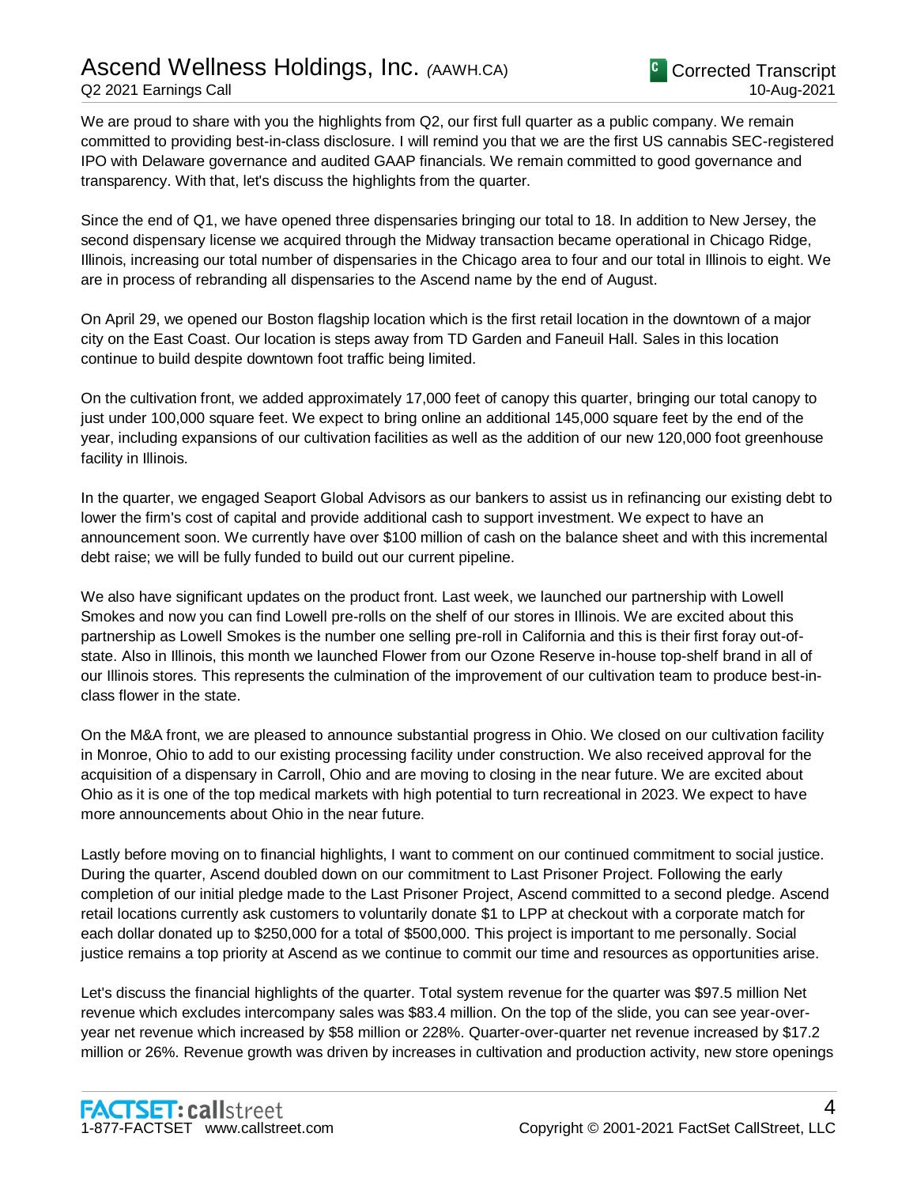We are proud to share with you the highlights from Q2, our first full quarter as a public company. We remain committed to providing best-in-class disclosure. I will remind you that we are the first US cannabis SEC-registered IPO with Delaware governance and audited GAAP financials. We remain committed to good governance and transparency. With that, let's discuss the highlights from the quarter.

Since the end of Q1, we have opened three dispensaries bringing our total to 18. In addition to New Jersey, the second dispensary license we acquired through the Midway transaction became operational in Chicago Ridge, Illinois, increasing our total number of dispensaries in the Chicago area to four and our total in Illinois to eight. We are in process of rebranding all dispensaries to the Ascend name by the end of August.

On April 29, we opened our Boston flagship location which is the first retail location in the downtown of a major city on the East Coast. Our location is steps away from TD Garden and Faneuil Hall. Sales in this location continue to build despite downtown foot traffic being limited.

On the cultivation front, we added approximately 17,000 feet of canopy this quarter, bringing our total canopy to just under 100,000 square feet. We expect to bring online an additional 145,000 square feet by the end of the year, including expansions of our cultivation facilities as well as the addition of our new 120,000 foot greenhouse facility in Illinois.

In the quarter, we engaged Seaport Global Advisors as our bankers to assist us in refinancing our existing debt to lower the firm's cost of capital and provide additional cash to support investment. We expect to have an announcement soon. We currently have over $100 million of cash on the balance sheet and with this incremental debt raise; we will be fully funded to build out our current pipeline.

We also have significant updates on the product front. Last week, we launched our partnership with Lowell Smokes and now you can find Lowell pre-rolls on the shelf of our stores in Illinois. We are excited about this partnership as Lowell Smokes is the number one selling pre-roll in California and this is their first foray out-of-state. Also in Illinois, this month we launched Flower from our Ozone Reserve in-house top-shelf brand in all of our Illinois stores. This represents the culmination of the improvement of our cultivation team to produce best-in-class flower in the state.

On the M&A front, we are pleased to announce substantial progress in Ohio. We closed on our cultivation facility in Monroe, Ohio to add to our existing processing facility under construction. We also received approval for the acquisition of a dispensary in Carroll, Ohio and are moving to closing in the near future. We are excited about Ohio as it is one of the top medical markets with high potential to turn recreational in 2023. We expect to have more announcements about Ohio in the near future.

Lastly before moving on to financial highlights, I want to comment on our continued commitment to social justice. During the quarter, Ascend doubled down on our commitment to Last Prisoner Project. Following the early completion of our initial pledge made to the Last Prisoner Project, Ascend committed to a second pledge. Ascend retail locations currently ask customers to voluntarily donate $1 to LPP at checkout with a corporate match for each dollar donated up to $250,000 for a total of $500,000. This project is important to me personally. Social justice remains a top priority at Ascend as we continue to commit our time and resources as opportunities arise.

Let's discuss the financial highlights of the quarter. Total system revenue for the quarter was $97.5 million Net revenue which excludes intercompany sales was $83.4 million. On the top of the slide, you can see year-over-year net revenue which increased by $58 million or 228%. Quarter-over-quarter net revenue increased by $17.2 million or 26%. Revenue growth was driven by increases in cultivation and production activity, new store openings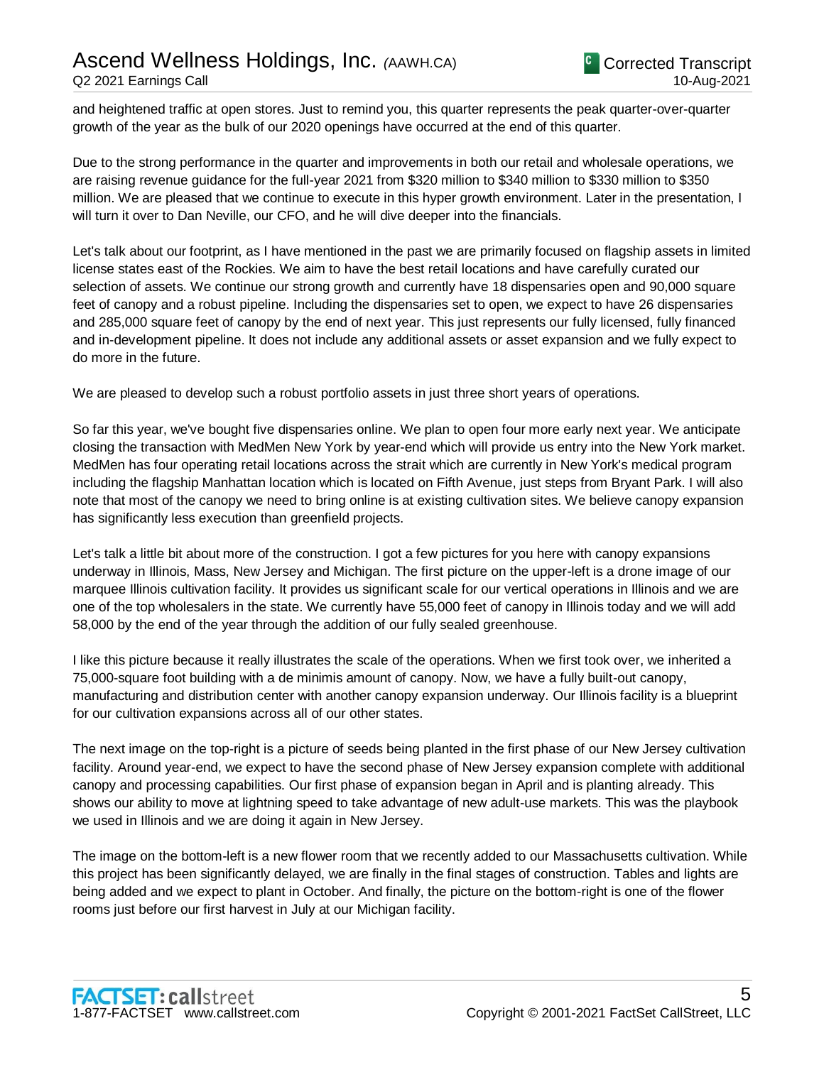and heightened traffic at open stores. Just to remind you, this quarter represents the peak quarter-over-quarter growth of the year as the bulk of our 2020 openings have occurred at the end of this quarter.

Due to the strong performance in the quarter and improvements in both our retail and wholesale operations, we are raising revenue guidance for the full-year 2021 from $320 million to $340 million to $330 million to $350 million. We are pleased that we continue to execute in this hyper growth environment. Later in the presentation, I will turn it over to Dan Neville, our CFO, and he will dive deeper into the financials.

Let's talk about our footprint, as I have mentioned in the past we are primarily focused on flagship assets in limited license states east of the Rockies. We aim to have the best retail locations and have carefully curated our selection of assets. We continue our strong growth and currently have 18 dispensaries open and 90,000 square feet of canopy and a robust pipeline. Including the dispensaries set to open, we expect to have 26 dispensaries and 285,000 square feet of canopy by the end of next year. This just represents our fully licensed, fully financed and in-development pipeline. It does not include any additional assets or asset expansion and we fully expect to do more in the future.

We are pleased to develop such a robust portfolio assets in just three short years of operations.

So far this year, we've bought five dispensaries online. We plan to open four more early next year. We anticipate closing the transaction with MedMen New York by year-end which will provide us entry into the New York market. MedMen has four operating retail locations across the strait which are currently in New York's medical program including the flagship Manhattan location which is located on Fifth Avenue, just steps from Bryant Park. I will also note that most of the canopy we need to bring online is at existing cultivation sites. We believe canopy expansion has significantly less execution than greenfield projects.

Let's talk a little bit about more of the construction. I got a few pictures for you here with canopy expansions underway in Illinois, Mass, New Jersey and Michigan. The first picture on the upper-left is a drone image of our marquee Illinois cultivation facility. It provides us significant scale for our vertical operations in Illinois and we are one of the top wholesalers in the state. We currently have 55,000 feet of canopy in Illinois today and we will add 58,000 by the end of the year through the addition of our fully sealed greenhouse.

I like this picture because it really illustrates the scale of the operations. When we first took over, we inherited a 75,000-square foot building with a de minimis amount of canopy. Now, we have a fully built-out canopy, manufacturing and distribution center with another canopy expansion underway. Our Illinois facility is a blueprint for our cultivation expansions across all of our other states.

The next image on the top-right is a picture of seeds being planted in the first phase of our New Jersey cultivation facility. Around year-end, we expect to have the second phase of New Jersey expansion complete with additional canopy and processing capabilities. Our first phase of expansion began in April and is planting already. This shows our ability to move at lightning speed to take advantage of new adult-use markets. This was the playbook we used in Illinois and we are doing it again in New Jersey.

The image on the bottom-left is a new flower room that we recently added to our Massachusetts cultivation. While this project has been significantly delayed, we are finally in the final stages of construction. Tables and lights are being added and we expect to plant in October. And finally, the picture on the bottom-right is one of the flower rooms just before our first harvest in July at our Michigan facility.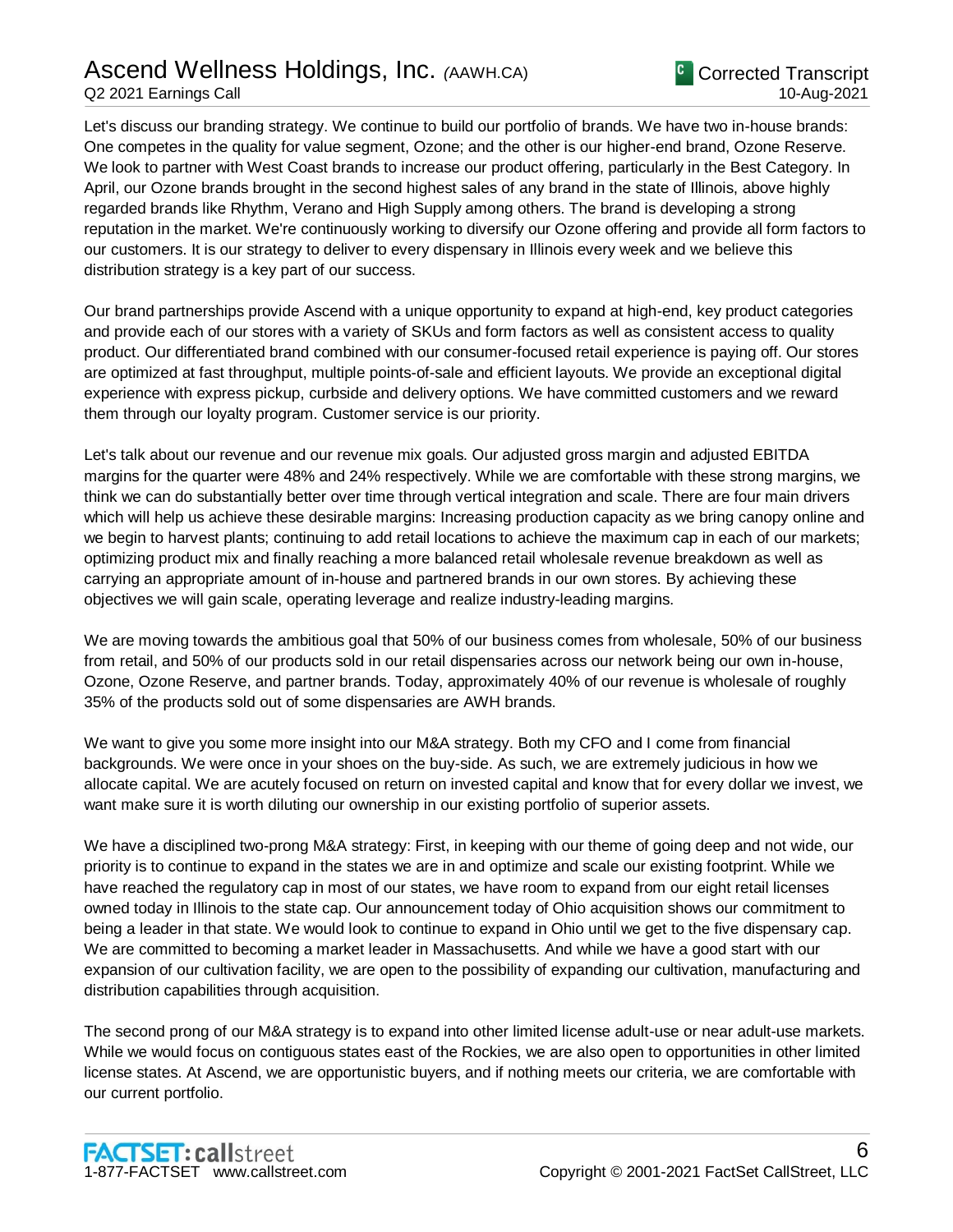Let's discuss our branding strategy. We continue to build our portfolio of brands. We have two in-house brands: One competes in the quality for value segment, Ozone; and the other is our higher-end brand, Ozone Reserve. We look to partner with West Coast brands to increase our product offering, particularly in the Best Category. In April, our Ozone brands brought in the second highest sales of any brand in the state of Illinois, above highly regarded brands like Rhythm, Verano and High Supply among others. The brand is developing a strong reputation in the market. We're continuously working to diversify our Ozone offering and provide all form factors to our customers. It is our strategy to deliver to every dispensary in Illinois every week and we believe this distribution strategy is a key part of our success.

Our brand partnerships provide Ascend with a unique opportunity to expand at high-end, key product categories and provide each of our stores with a variety of SKUs and form factors as well as consistent access to quality product. Our differentiated brand combined with our consumer-focused retail experience is paying off. Our stores are optimized at fast throughput, multiple points-of-sale and efficient layouts. We provide an exceptional digital experience with express pickup, curbside and delivery options. We have committed customers and we reward them through our loyalty program. Customer service is our priority.

Let's talk about our revenue and our revenue mix goals. Our adjusted gross margin and adjusted EBITDA margins for the quarter were 48% and 24% respectively. While we are comfortable with these strong margins, we think we can do substantially better over time through vertical integration and scale. There are four main drivers which will help us achieve these desirable margins: Increasing production capacity as we bring canopy online and we begin to harvest plants; continuing to add retail locations to achieve the maximum cap in each of our markets; optimizing product mix and finally reaching a more balanced retail wholesale revenue breakdown as well as carrying an appropriate amount of in-house and partnered brands in our own stores. By achieving these objectives we will gain scale, operating leverage and realize industry-leading margins.

We are moving towards the ambitious goal that 50% of our business comes from wholesale, 50% of our business from retail, and 50% of our products sold in our retail dispensaries across our network being our own in-house, Ozone, Ozone Reserve, and partner brands. Today, approximately 40% of our revenue is wholesale of roughly 35% of the products sold out of some dispensaries are AWH brands.

We want to give you some more insight into our M&A strategy. Both my CFO and I come from financial backgrounds. We were once in your shoes on the buy-side. As such, we are extremely judicious in how we allocate capital. We are acutely focused on return on invested capital and know that for every dollar we invest, we want make sure it is worth diluting our ownership in our existing portfolio of superior assets.

We have a disciplined two-prong M&A strategy: First, in keeping with our theme of going deep and not wide, our priority is to continue to expand in the states we are in and optimize and scale our existing footprint. While we have reached the regulatory cap in most of our states, we have room to expand from our eight retail licenses owned today in Illinois to the state cap. Our announcement today of Ohio acquisition shows our commitment to being a leader in that state. We would look to continue to expand in Ohio until we get to the five dispensary cap. We are committed to becoming a market leader in Massachusetts. And while we have a good start with our expansion of our cultivation facility, we are open to the possibility of expanding our cultivation, manufacturing and distribution capabilities through acquisition.

The second prong of our M&A strategy is to expand into other limited license adult-use or near adult-use markets. While we would focus on contiguous states east of the Rockies, we are also open to opportunities in other limited license states. At Ascend, we are opportunistic buyers, and if nothing meets our criteria, we are comfortable with our current portfolio.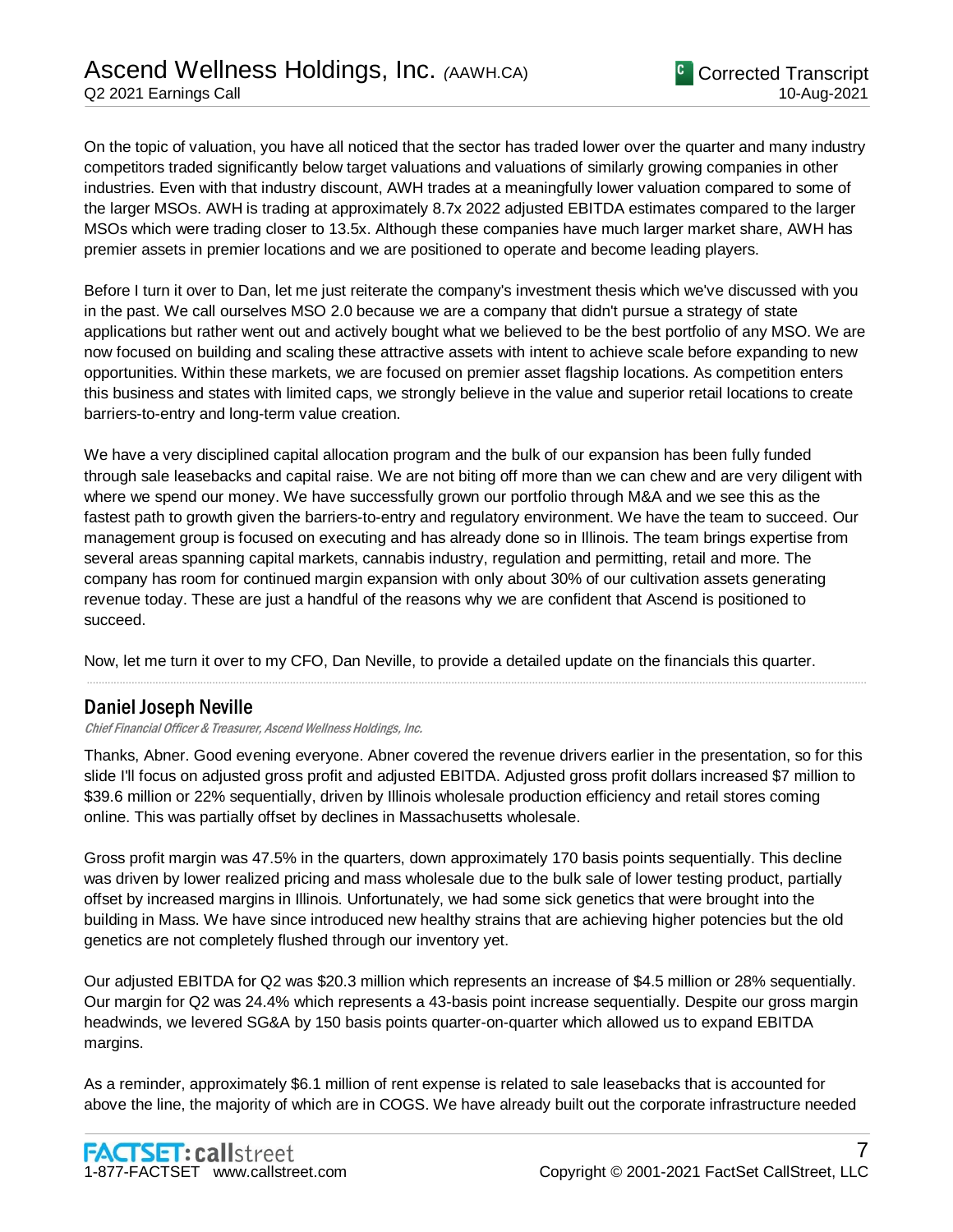On the topic of valuation, you have all noticed that the sector has traded lower over the quarter and many industry competitors traded significantly below target valuations and valuations of similarly growing companies in other industries. Even with that industry discount, AWH trades at a meaningfully lower valuation compared to some of the larger MSOs. AWH is trading at approximately 8.7x 2022 adjusted EBITDA estimates compared to the larger MSOs which were trading closer to 13.5x. Although these companies have much larger market share, AWH has premier assets in premier locations and we are positioned to operate and become leading players.

Before I turn it over to Dan, let me just reiterate the company's investment thesis which we've discussed with you in the past. We call ourselves MSO 2.0 because we are a company that didn't pursue a strategy of state applications but rather went out and actively bought what we believed to be the best portfolio of any MSO. We are now focused on building and scaling these attractive assets with intent to achieve scale before expanding to new opportunities. Within these markets, we are focused on premier asset flagship locations. As competition enters this business and states with limited caps, we strongly believe in the value and superior retail locations to create barriers-to-entry and long-term value creation.

We have a very disciplined capital allocation program and the bulk of our expansion has been fully funded through sale leasebacks and capital raise. We are not biting off more than we can chew and are very diligent with where we spend our money. We have successfully grown our portfolio through M&A and we see this as the fastest path to growth given the barriers-to-entry and regulatory environment. We have the team to succeed. Our management group is focused on executing and has already done so in Illinois. The team brings expertise from several areas spanning capital markets, cannabis industry, regulation and permitting, retail and more. The company has room for continued margin expansion with only about 30% of our cultivation assets generating revenue today. These are just a handful of the reasons why we are confident that Ascend is positioned to succeed.

Now, let me turn it over to my CFO, Dan Neville, to provide a detailed update on the financials this quarter.

---

## Daniel Joseph Neville

*Chief Financial Officer & Treasurer, Ascend Wellness Holdings, Inc.*

Thanks, Abner. Good evening everyone. Abner covered the revenue drivers earlier in the presentation, so for this slide I'll focus on adjusted gross profit and adjusted EBITDA. Adjusted gross profit dollars increased $7 million to $39.6 million or 22% sequentially, driven by Illinois wholesale production efficiency and retail stores coming online. This was partially offset by declines in Massachusetts wholesale.

Gross profit margin was 47.5% in the quarters, down approximately 170 basis points sequentially. This decline was driven by lower realized pricing and mass wholesale due to the bulk sale of lower testing product, partially offset by increased margins in Illinois. Unfortunately, we had some sick genetics that were brought into the building in Mass. We have since introduced new healthy strains that are achieving higher potencies but the old genetics are not completely flushed through our inventory yet.

Our adjusted EBITDA for Q2 was $20.3 million which represents an increase of $4.5 million or 28% sequentially. Our margin for Q2 was 24.4% which represents a 43-basis point increase sequentially. Despite our gross margin headwinds, we levered SG&A by 150 basis points quarter-on-quarter which allowed us to expand EBITDA margins.

As a reminder, approximately $6.1 million of rent expense is related to sale leasebacks that is accounted for above the line, the majority of which are in COGS. We have already built out the corporate infrastructure needed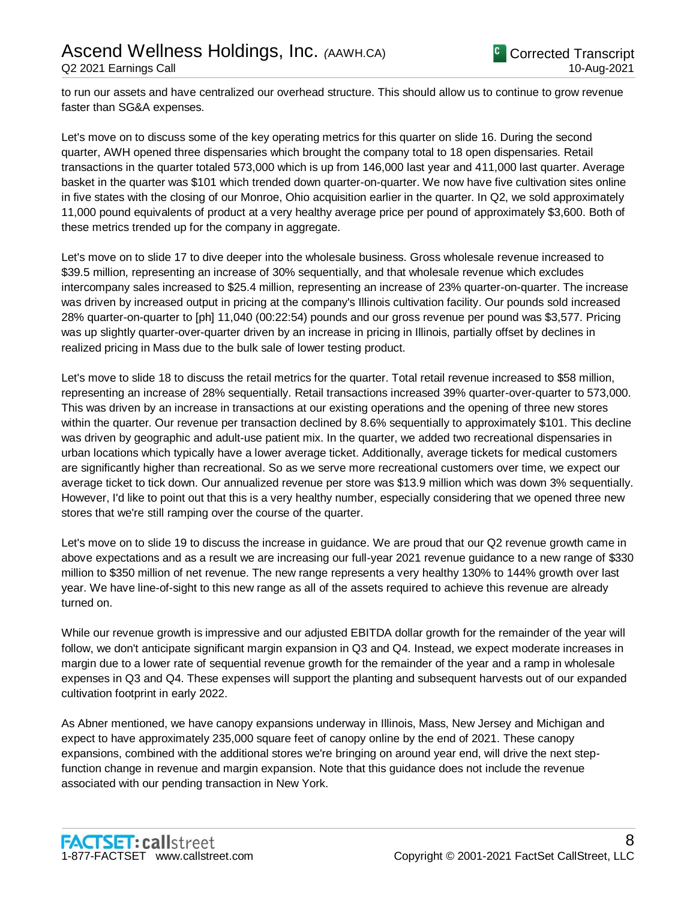to run our assets and have centralized our overhead structure. This should allow us to continue to grow revenue faster than SG&A expenses.

Let's move on to discuss some of the key operating metrics for this quarter on slide 16. During the second quarter, AWH opened three dispensaries which brought the company total to 18 open dispensaries. Retail transactions in the quarter totaled 573,000 which is up from 146,000 last year and 411,000 last quarter. Average basket in the quarter was $101 which trended down quarter-on-quarter. We now have five cultivation sites online in five states with the closing of our Monroe, Ohio acquisition earlier in the quarter. In Q2, we sold approximately 11,000 pound equivalents of product at a very healthy average price per pound of approximately $3,600. Both of these metrics trended up for the company in aggregate.

Let's move on to slide 17 to dive deeper into the wholesale business. Gross wholesale revenue increased to $39.5 million, representing an increase of 30% sequentially, and that wholesale revenue which excludes intercompany sales increased to $25.4 million, representing an increase of 23% quarter-on-quarter. The increase was driven by increased output in pricing at the company's Illinois cultivation facility. Our pounds sold increased 28% quarter-on-quarter to [ph] 11,040 (00:22:54) pounds and our gross revenue per pound was $3,577. Pricing was up slightly quarter-over-quarter driven by an increase in pricing in Illinois, partially offset by declines in realized pricing in Mass due to the bulk sale of lower testing product.

Let's move to slide 18 to discuss the retail metrics for the quarter. Total retail revenue increased to $58 million, representing an increase of 28% sequentially. Retail transactions increased 39% quarter-over-quarter to 573,000. This was driven by an increase in transactions at our existing operations and the opening of three new stores within the quarter. Our revenue per transaction declined by 8.6% sequentially to approximately $101. This decline was driven by geographic and adult-use patient mix. In the quarter, we added two recreational dispensaries in urban locations which typically have a lower average ticket. Additionally, average tickets for medical customers are significantly higher than recreational. So as we serve more recreational customers over time, we expect our average ticket to tick down. Our annualized revenue per store was $13.9 million which was down 3% sequentially. However, I'd like to point out that this is a very healthy number, especially considering that we opened three new stores that we're still ramping over the course of the quarter.

Let's move on to slide 19 to discuss the increase in guidance. We are proud that our Q2 revenue growth came in above expectations and as a result we are increasing our full-year 2021 revenue guidance to a new range of $330 million to $350 million of net revenue. The new range represents a very healthy 130% to 144% growth over last year. We have line-of-sight to this new range as all of the assets required to achieve this revenue are already turned on.

While our revenue growth is impressive and our adjusted EBITDA dollar growth for the remainder of the year will follow, we don't anticipate significant margin expansion in Q3 and Q4. Instead, we expect moderate increases in margin due to a lower rate of sequential revenue growth for the remainder of the year and a ramp in wholesale expenses in Q3 and Q4. These expenses will support the planting and subsequent harvests out of our expanded cultivation footprint in early 2022.

As Abner mentioned, we have canopy expansions underway in Illinois, Mass, New Jersey and Michigan and expect to have approximately 235,000 square feet of canopy online by the end of 2021. These canopy expansions, combined with the additional stores we're bringing on around year end, will drive the next step-function change in revenue and margin expansion. Note that this guidance does not include the revenue associated with our pending transaction in New York.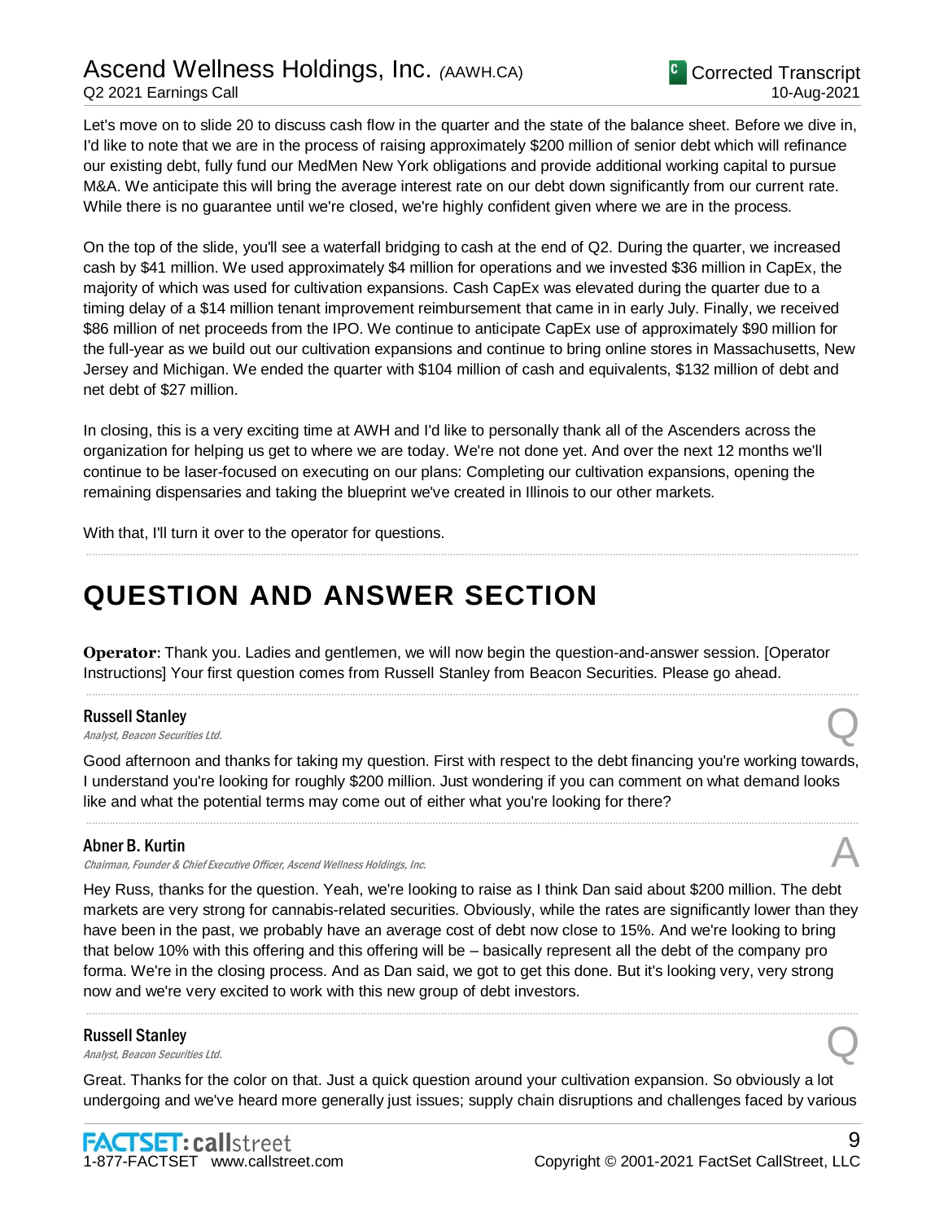Let's move on to slide 20 to discuss cash flow in the quarter and the state of the balance sheet. Before we dive in, I'd like to note that we are in the process of raising approximately $200 million of senior debt which will refinance our existing debt, fully fund our MedMen New York obligations and provide additional working capital to pursue M&A. We anticipate this will bring the average interest rate on our debt down significantly from our current rate. While there is no guarantee until we're closed, we're highly confident given where we are in the process.

On the top of the slide, you'll see a waterfall bridging to cash at the end of Q2. During the quarter, we increased cash by $41 million. We used approximately $4 million for operations and we invested $36 million in CapEx, the majority of which was used for cultivation expansions. Cash CapEx was elevated during the quarter due to a timing delay of a $14 million tenant improvement reimbursement that came in in early July. Finally, we received $86 million of net proceeds from the IPO. We continue to anticipate CapEx use of approximately $90 million for the full-year as we build out our cultivation expansions and continue to bring online stores in Massachusetts, New Jersey and Michigan. We ended the quarter with $104 million of cash and equivalents, $132 million of debt and net debt of $27 million.

In closing, this is a very exciting time at AWH and I'd like to personally thank all of the Ascenders across the organization for helping us get to where we are today. We're not done yet. And over the next 12 months we'll continue to be laser-focused on executing on our plans: Completing our cultivation expansions, opening the remaining dispensaries and taking the blueprint we've created in Illinois to our other markets.

With that, I'll turn it over to the operator for questions.

# QUESTION AND ANSWER SECTION

**Operator**: Thank you. Ladies and gentlemen, we will now begin the question-and-answer session. [Operator Instructions] Your first question comes from Russell Stanley from Beacon Securities. Please go ahead.

**Russell Stanley**
*Analyst, Beacon Securities Ltd.*

Q

Good afternoon and thanks for taking my question. First with respect to the debt financing you're working towards, I understand you're looking for roughly $200 million. Just wondering if you can comment on what demand looks like and what the potential terms may come out of either what you're looking for there?

**Abner B. Kurtin**
*Chairman, Founder & Chief Executive Officer, Ascend Wellness Holdings, Inc.*

A

Hey Russ, thanks for the question. Yeah, we're looking to raise as I think Dan said about $200 million. The debt markets are very strong for cannabis-related securities. Obviously, while the rates are significantly lower than they have been in the past, we probably have an average cost of debt now close to 15%. And we're looking to bring that below 10% with this offering and this offering will be – basically represent all the debt of the company pro forma. We're in the closing process. And as Dan said, we got to get this done. But it's looking very, very strong now and we're very excited to work with this new group of debt investors.

**Russell Stanley**
*Analyst, Beacon Securities Ltd.*

Q

Great. Thanks for the color on that. Just a quick question around your cultivation expansion. So obviously a lot undergoing and we've heard more generally just issues; supply chain disruptions and challenges faced by various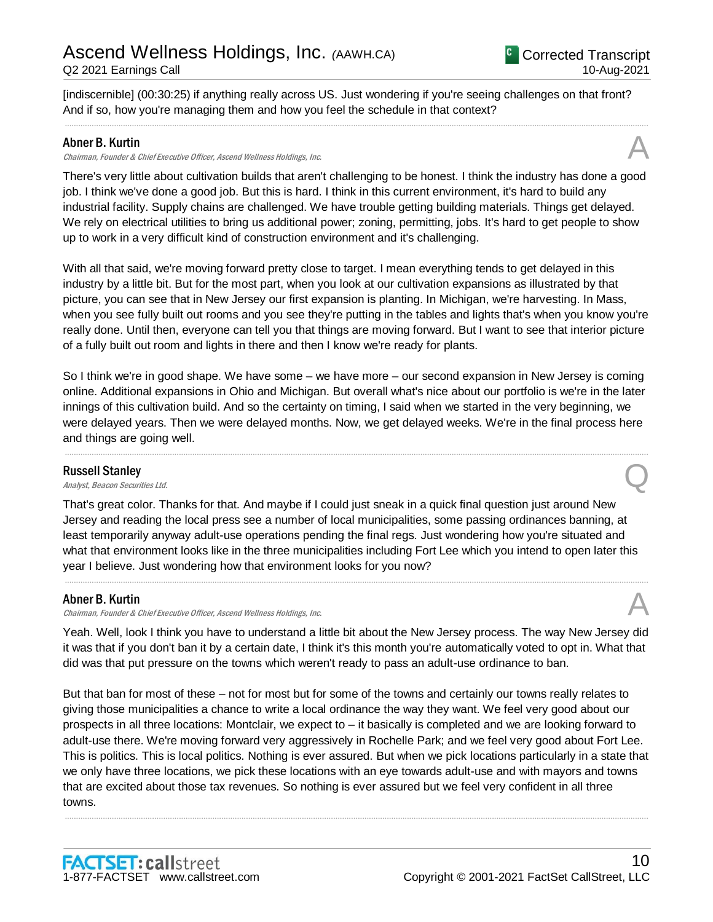[indiscernible] (00:30:25) if anything really across US. Just wondering if you're seeing challenges on that front? And if so, how you're managing them and how you feel the schedule in that context?

---

**Abner B. Kurtin**
*Chairman, Founder & Chief Executive Officer, Ascend Wellness Holdings, Inc.*

A

There's very little about cultivation builds that aren't challenging to be honest. I think the industry has done a good job. I think we've done a good job. But this is hard. I think in this current environment, it's hard to build any industrial facility. Supply chains are challenged. We have trouble getting building materials. Things get delayed. We rely on electrical utilities to bring us additional power; zoning, permitting, jobs. It's hard to get people to show up to work in a very difficult kind of construction environment and it's challenging.

With all that said, we're moving forward pretty close to target. I mean everything tends to get delayed in this industry by a little bit. But for the most part, when you look at our cultivation expansions as illustrated by that picture, you can see that in New Jersey our first expansion is planting. In Michigan, we're harvesting. In Mass, when you see fully built out rooms and you see they're putting in the tables and lights that's when you know you're really done. Until then, everyone can tell you that things are moving forward. But I want to see that interior picture of a fully built out room and lights in there and then I know we're ready for plants.

So I think we're in good shape. We have some – we have more – our second expansion in New Jersey is coming online. Additional expansions in Ohio and Michigan. But overall what's nice about our portfolio is we're in the later innings of this cultivation build. And so the certainty on timing, I said when we started in the very beginning, we were delayed years. Then we were delayed months. Now, we get delayed weeks. We're in the final process here and things are going well.

---

**Russell Stanley**
*Analyst, Beacon Securities Ltd.*

Q

That's great color. Thanks for that. And maybe if I could just sneak in a quick final question just around New Jersey and reading the local press see a number of local municipalities, some passing ordinances banning, at least temporarily anyway adult-use operations pending the final regs. Just wondering how you're situated and what that environment looks like in the three municipalities including Fort Lee which you intend to open later this year I believe. Just wondering how that environment looks for you now?

---

**Abner B. Kurtin**
*Chairman, Founder & Chief Executive Officer, Ascend Wellness Holdings, Inc.*

A

Yeah. Well, look I think you have to understand a little bit about the New Jersey process. The way New Jersey did it was that if you don't ban it by a certain date, I think it's this month you're automatically voted to opt in. What that did was that put pressure on the towns which weren't ready to pass an adult-use ordinance to ban.

But that ban for most of these – not for most but for some of the towns and certainly our towns really relates to giving those municipalities a chance to write a local ordinance the way they want. We feel very good about our prospects in all three locations: Montclair, we expect to – it basically is completed and we are looking forward to adult-use there. We're moving forward very aggressively in Rochelle Park; and we feel very good about Fort Lee. This is politics. This is local politics. Nothing is ever assured. But when we pick locations particularly in a state that we only have three locations, we pick these locations with an eye towards adult-use and with mayors and towns that are excited about those tax revenues. So nothing is ever assured but we feel very confident in all three towns.

---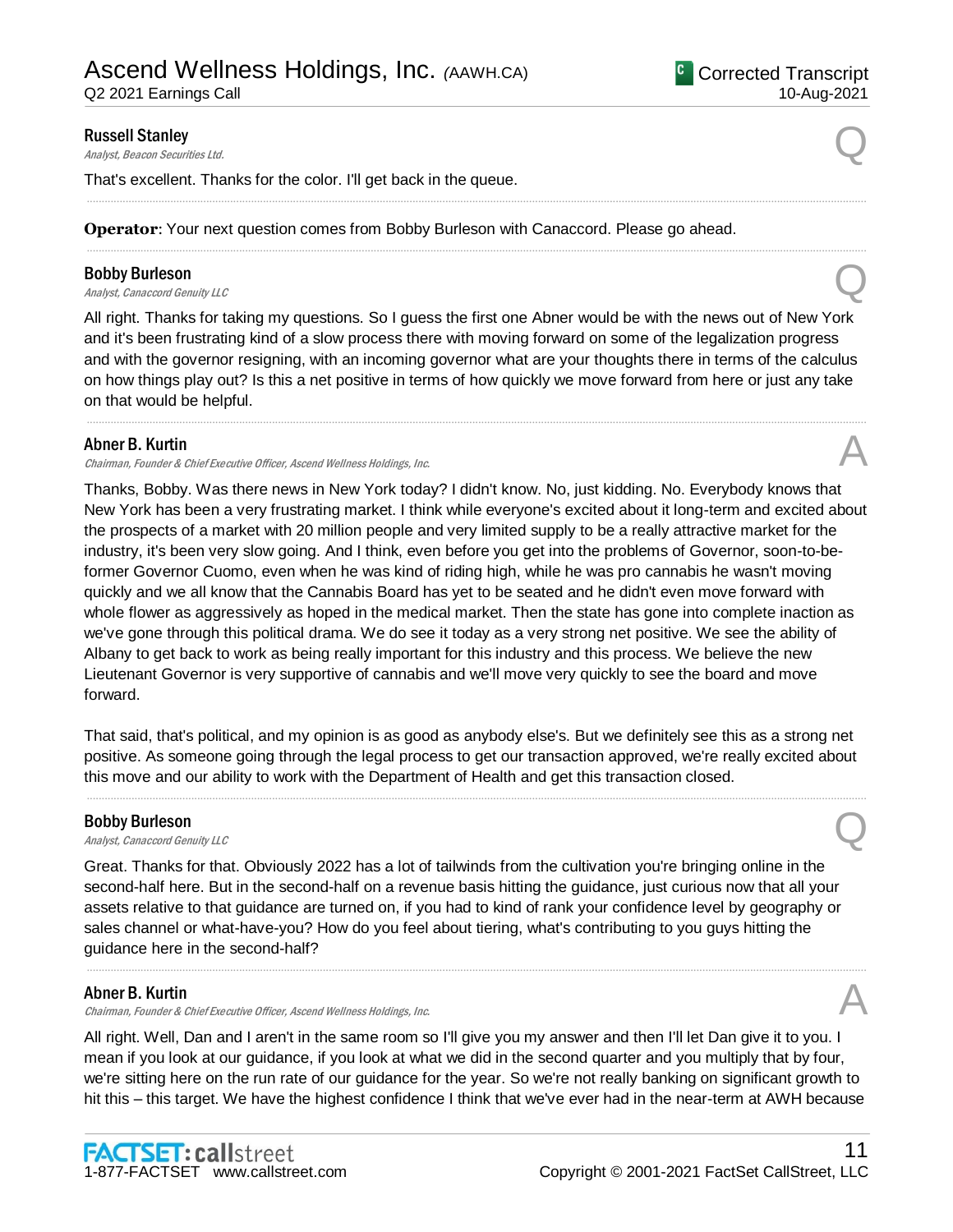**Russell Stanley**
*Analyst, Beacon Securities Ltd.*

Q

That's excellent. Thanks for the color. I'll get back in the queue.

---

**Operator**: Your next question comes from Bobby Burleson with Canaccord. Please go ahead.

---

**Bobby Burleson**
*Analyst, Canaccord Genuity LLC*

Q

All right. Thanks for taking my questions. So I guess the first one Abner would be with the news out of New York and it's been frustrating kind of a slow process there with moving forward on some of the legalization progress and with the governor resigning, with an incoming governor what are your thoughts there in terms of the calculus on how things play out? Is this a net positive in terms of how quickly we move forward from here or just any take on that would be helpful.

---

**Abner B. Kurtin**
*Chairman, Founder & Chief Executive Officer, Ascend Wellness Holdings, Inc.*

A

Thanks, Bobby. Was there news in New York today? I didn't know. No, just kidding. No. Everybody knows that New York has been a very frustrating market. I think while everyone's excited about it long-term and excited about the prospects of a market with 20 million people and very limited supply to be a really attractive market for the industry, it's been very slow going. And I think, even before you get into the problems of Governor, soon-to-be-former Governor Cuomo, even when he was kind of riding high, while he was pro cannabis he wasn't moving quickly and we all know that the Cannabis Board has yet to be seated and he didn't even move forward with whole flower as aggressively as hoped in the medical market. Then the state has gone into complete inaction as we've gone through this political drama. We do see it today as a very strong net positive. We see the ability of Albany to get back to work as being really important for this industry and this process. We believe the new Lieutenant Governor is very supportive of cannabis and we'll move very quickly to see the board and move forward.

That said, that's political, and my opinion is as good as anybody else's. But we definitely see this as a strong net positive. As someone going through the legal process to get our transaction approved, we're really excited about this move and our ability to work with the Department of Health and get this transaction closed.

---

**Bobby Burleson**
*Analyst, Canaccord Genuity LLC*

Q

Great. Thanks for that. Obviously 2022 has a lot of tailwinds from the cultivation you're bringing online in the second-half here. But in the second-half on a revenue basis hitting the guidance, just curious now that all your assets relative to that guidance are turned on, if you had to kind of rank your confidence level by geography or sales channel or what-have-you? How do you feel about tiering, what's contributing to you guys hitting the guidance here in the second-half?

---

**Abner B. Kurtin**
*Chairman, Founder & Chief Executive Officer, Ascend Wellness Holdings, Inc.*

A

All right. Well, Dan and I aren't in the same room so I'll give you my answer and then I'll let Dan give it to you. I mean if you look at our guidance, if you look at what we did in the second quarter and you multiply that by four, we're sitting here on the run rate of our guidance for the year. So we're not really banking on significant growth to hit this – this target. We have the highest confidence I think that we've ever had in the near-term at AWH because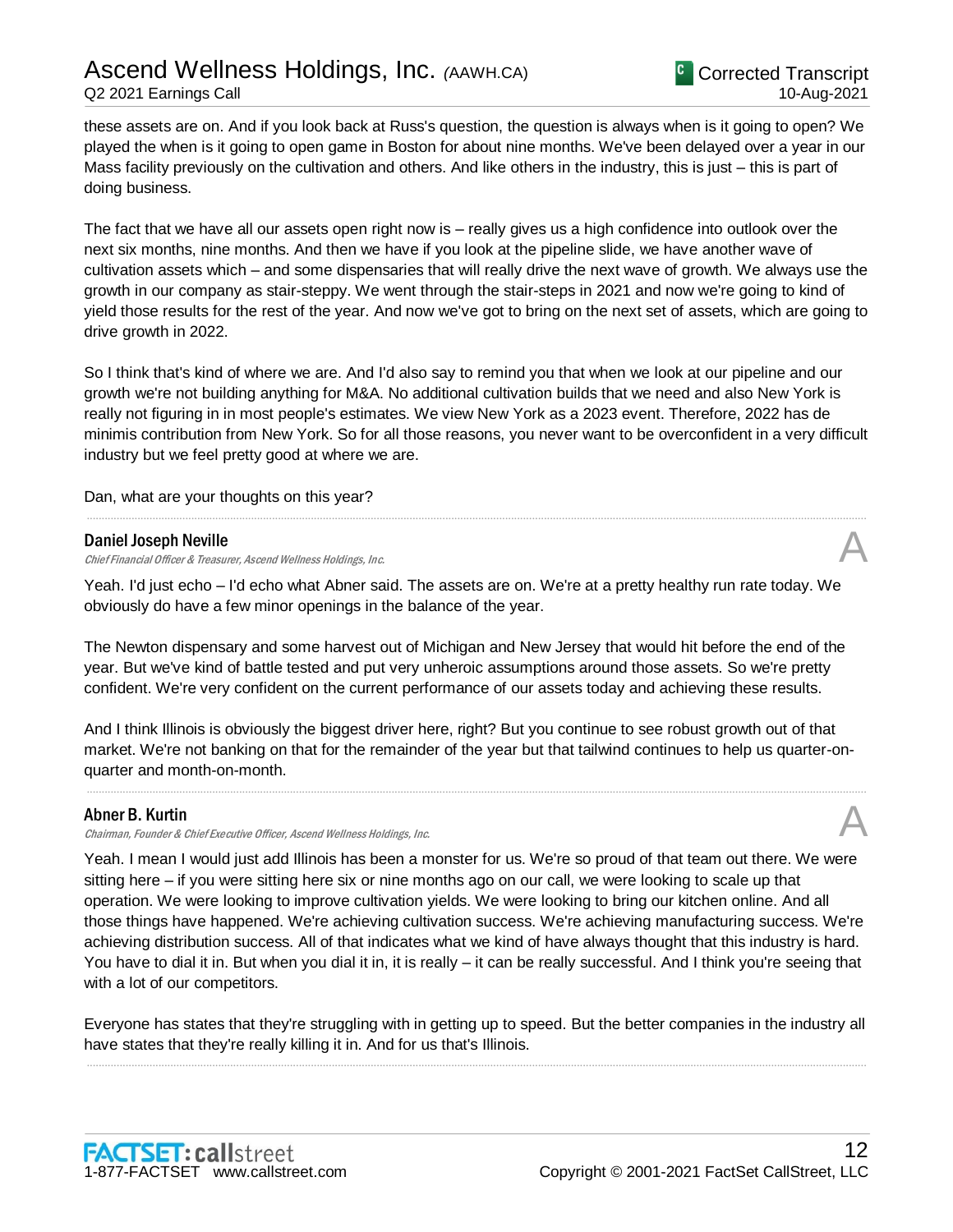these assets are on. And if you look back at Russ's question, the question is always when is it going to open? We played the when is it going to open game in Boston for about nine months. We've been delayed over a year in our Mass facility previously on the cultivation and others. And like others in the industry, this is just – this is part of doing business.

The fact that we have all our assets open right now is – really gives us a high confidence into outlook over the next six months, nine months. And then we have if you look at the pipeline slide, we have another wave of cultivation assets which – and some dispensaries that will really drive the next wave of growth. We always use the growth in our company as stair-steppy. We went through the stair-steps in 2021 and now we're going to kind of yield those results for the rest of the year. And now we've got to bring on the next set of assets, which are going to drive growth in 2022.

So I think that's kind of where we are. And I'd also say to remind you that when we look at our pipeline and our growth we're not building anything for M&A. No additional cultivation builds that we need and also New York is really not figuring in in most people's estimates. We view New York as a 2023 event. Therefore, 2022 has de minimis contribution from New York. So for all those reasons, you never want to be overconfident in a very difficult industry but we feel pretty good at where we are.

Dan, what are your thoughts on this year?

---

**Daniel Joseph Neville**
*Chief Financial Officer & Treasurer, Ascend Wellness Holdings, Inc.*

**A**

Yeah. I'd just echo – I'd echo what Abner said. The assets are on. We're at a pretty healthy run rate today. We obviously do have a few minor openings in the balance of the year.

The Newton dispensary and some harvest out of Michigan and New Jersey that would hit before the end of the year. But we've kind of battle tested and put very unheroic assumptions around those assets. So we're pretty confident. We're very confident on the current performance of our assets today and achieving these results.

And I think Illinois is obviously the biggest driver here, right? But you continue to see robust growth out of that market. We're not banking on that for the remainder of the year but that tailwind continues to help us quarter-on-quarter and month-on-month.

---

**Abner B. Kurtin**
*Chairman, Founder & Chief Executive Officer, Ascend Wellness Holdings, Inc.*

**A**

Yeah. I mean I would just add Illinois has been a monster for us. We're so proud of that team out there. We were sitting here – if you were sitting here six or nine months ago on our call, we were looking to scale up that operation. We were looking to improve cultivation yields. We were looking to bring our kitchen online. And all those things have happened. We're achieving cultivation success. We're achieving manufacturing success. We're achieving distribution success. All of that indicates what we kind of have always thought that this industry is hard. You have to dial it in. But when you dial it in, it is really – it can be really successful. And I think you're seeing that with a lot of our competitors.

Everyone has states that they're struggling with in getting up to speed. But the better companies in the industry all have states that they're really killing it in. And for us that's Illinois.

---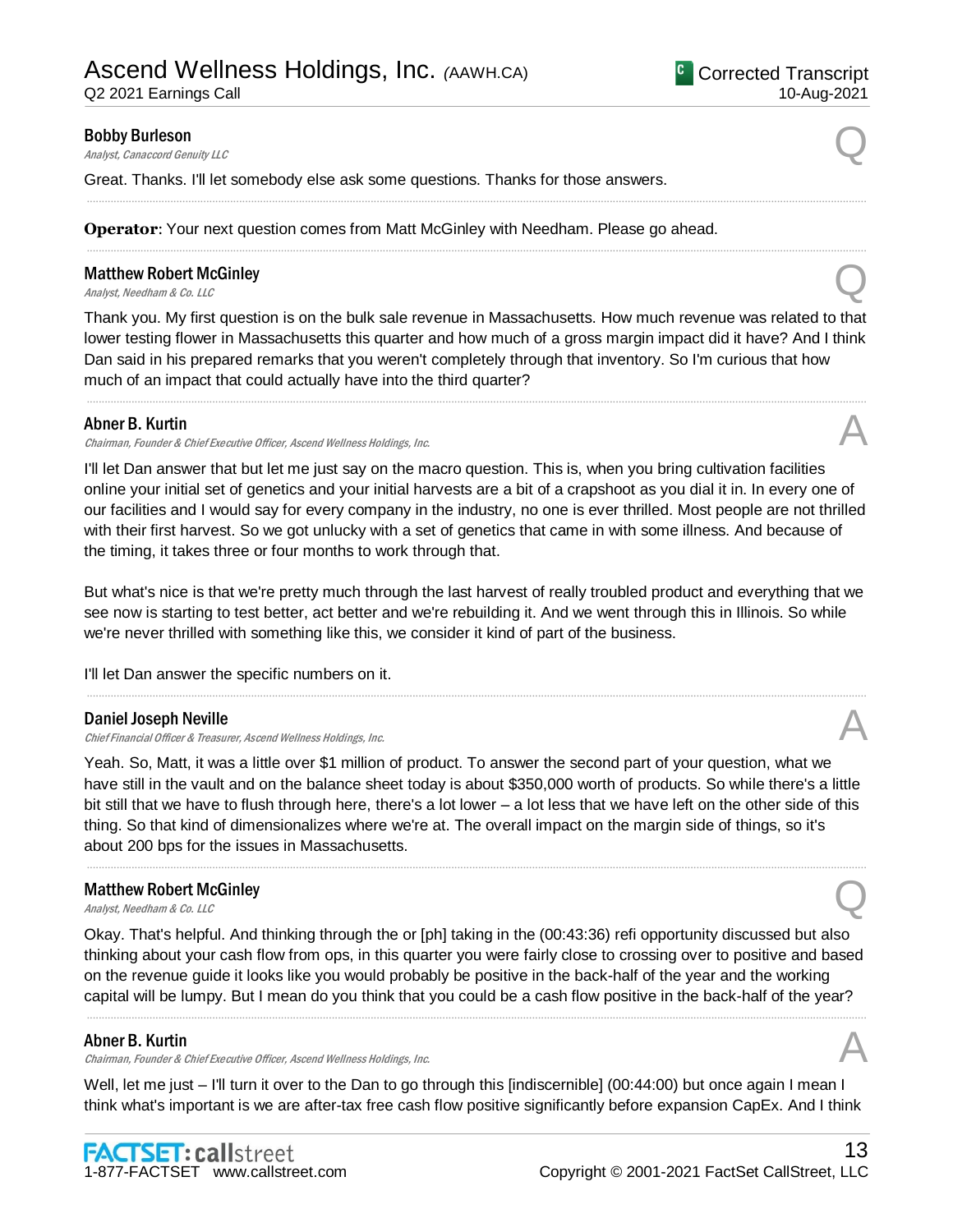**Bobby Burleson**
*Analyst, Canaccord Genuity LLC*

Q

Great. Thanks. I'll let somebody else ask some questions. Thanks for those answers.

---

**Operator**: Your next question comes from Matt McGinley with Needham. Please go ahead.

---

**Matthew Robert McGinley**
*Analyst, Needham & Co. LLC*

Q

Thank you. My first question is on the bulk sale revenue in Massachusetts. How much revenue was related to that lower testing flower in Massachusetts this quarter and how much of a gross margin impact did it have? And I think Dan said in his prepared remarks that you weren't completely through that inventory. So I'm curious that how much of an impact that could actually have into the third quarter?

---

**Abner B. Kurtin**
*Chairman, Founder & Chief Executive Officer, Ascend Wellness Holdings, Inc.*

A

I'll let Dan answer that but let me just say on the macro question. This is, when you bring cultivation facilities online your initial set of genetics and your initial harvests are a bit of a crapshoot as you dial it in. In every one of our facilities and I would say for every company in the industry, no one is ever thrilled. Most people are not thrilled with their first harvest. So we got unlucky with a set of genetics that came in with some illness. And because of the timing, it takes three or four months to work through that.

But what's nice is that we're pretty much through the last harvest of really troubled product and everything that we see now is starting to test better, act better and we're rebuilding it. And we went through this in Illinois. So while we're never thrilled with something like this, we consider it kind of part of the business.

I'll let Dan answer the specific numbers on it.

---

**Daniel Joseph Neville**
*Chief Financial Officer & Treasurer, Ascend Wellness Holdings, Inc.*

A

Yeah. So, Matt, it was a little over $1 million of product. To answer the second part of your question, what we have still in the vault and on the balance sheet today is about $350,000 worth of products. So while there's a little bit still that we have to flush through here, there's a lot lower – a lot less that we have left on the other side of this thing. So that kind of dimensionalizes where we're at. The overall impact on the margin side of things, so it's about 200 bps for the issues in Massachusetts.

---

**Matthew Robert McGinley**
*Analyst, Needham & Co. LLC*

Q

Okay. That's helpful. And thinking through the or [ph] taking in the (00:43:36) refi opportunity discussed but also thinking about your cash flow from ops, in this quarter you were fairly close to crossing over to positive and based on the revenue guide it looks like you would probably be positive in the back-half of the year and the working capital will be lumpy. But I mean do you think that you could be a cash flow positive in the back-half of the year?

---

**Abner B. Kurtin**
*Chairman, Founder & Chief Executive Officer, Ascend Wellness Holdings, Inc.*

A

Well, let me just – I'll turn it over to the Dan to go through this [indiscernible] (00:44:00) but once again I mean I think what's important is we are after-tax free cash flow positive significantly before expansion CapEx. And I think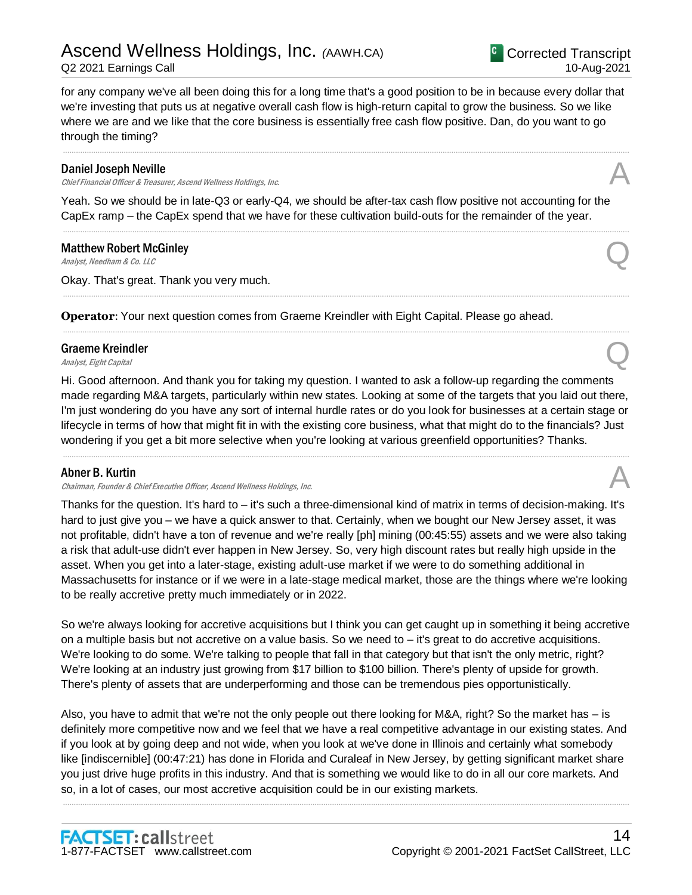for any company we've all been doing this for a long time that's a good position to be in because every dollar that we're investing that puts us at negative overall cash flow is high-return capital to grow the business. So we like where we are and we like that the core business is essentially free cash flow positive. Dan, do you want to go through the timing?

---

**Daniel Joseph Neville**
*Chief Financial Officer & Treasurer, Ascend Wellness Holdings, Inc.* **A**

Yeah. So we should be in late-Q3 or early-Q4, we should be after-tax cash flow positive not accounting for the CapEx ramp – the CapEx spend that we have for these cultivation build-outs for the remainder of the year.

---

**Matthew Robert McGinley**
*Analyst, Needham & Co. LLC* **Q**

Okay. That's great. Thank you very much.

---

**Operator**: Your next question comes from Graeme Kreindler with Eight Capital. Please go ahead.

---

**Graeme Kreindler**
*Analyst, Eight Capital* **Q**

Hi. Good afternoon. And thank you for taking my question. I wanted to ask a follow-up regarding the comments made regarding M&A targets, particularly within new states. Looking at some of the targets that you laid out there, I'm just wondering do you have any sort of internal hurdle rates or do you look for businesses at a certain stage or lifecycle in terms of how that might fit in with the existing core business, what that might do to the financials? Just wondering if you get a bit more selective when you're looking at various greenfield opportunities? Thanks.

---

**Abner B. Kurtin**
*Chairman, Founder & Chief Executive Officer, Ascend Wellness Holdings, Inc.* **A**

Thanks for the question. It's hard to – it's such a three-dimensional kind of matrix in terms of decision-making. It's hard to just give you – we have a quick answer to that. Certainly, when we bought our New Jersey asset, it was not profitable, didn't have a ton of revenue and we're really [ph] mining (00:45:55) assets and we were also taking a risk that adult-use didn't ever happen in New Jersey. So, very high discount rates but really high upside in the asset. When you get into a later-stage, existing adult-use market if we were to do something additional in Massachusetts for instance or if we were in a late-stage medical market, those are the things where we're looking to be really accretive pretty much immediately or in 2022.

So we're always looking for accretive acquisitions but I think you can get caught up in something it being accretive on a multiple basis but not accretive on a value basis. So we need to – it's great to do accretive acquisitions. We're looking to do some. We're talking to people that fall in that category but that isn't the only metric, right? We're looking at an industry just growing from $17 billion to $100 billion. There's plenty of upside for growth. There's plenty of assets that are underperforming and those can be tremendous pies opportunistically.

Also, you have to admit that we're not the only people out there looking for M&A, right? So the market has – is definitely more competitive now and we feel that we have a real competitive advantage in our existing states. And if you look at by going deep and not wide, when you look at we've done in Illinois and certainly what somebody like [indiscernible] (00:47:21) has done in Florida and Curaleaf in New Jersey, by getting significant market share you just drive huge profits in this industry. And that is something we would like to do in all our core markets. And so, in a lot of cases, our most accretive acquisition could be in our existing markets.

---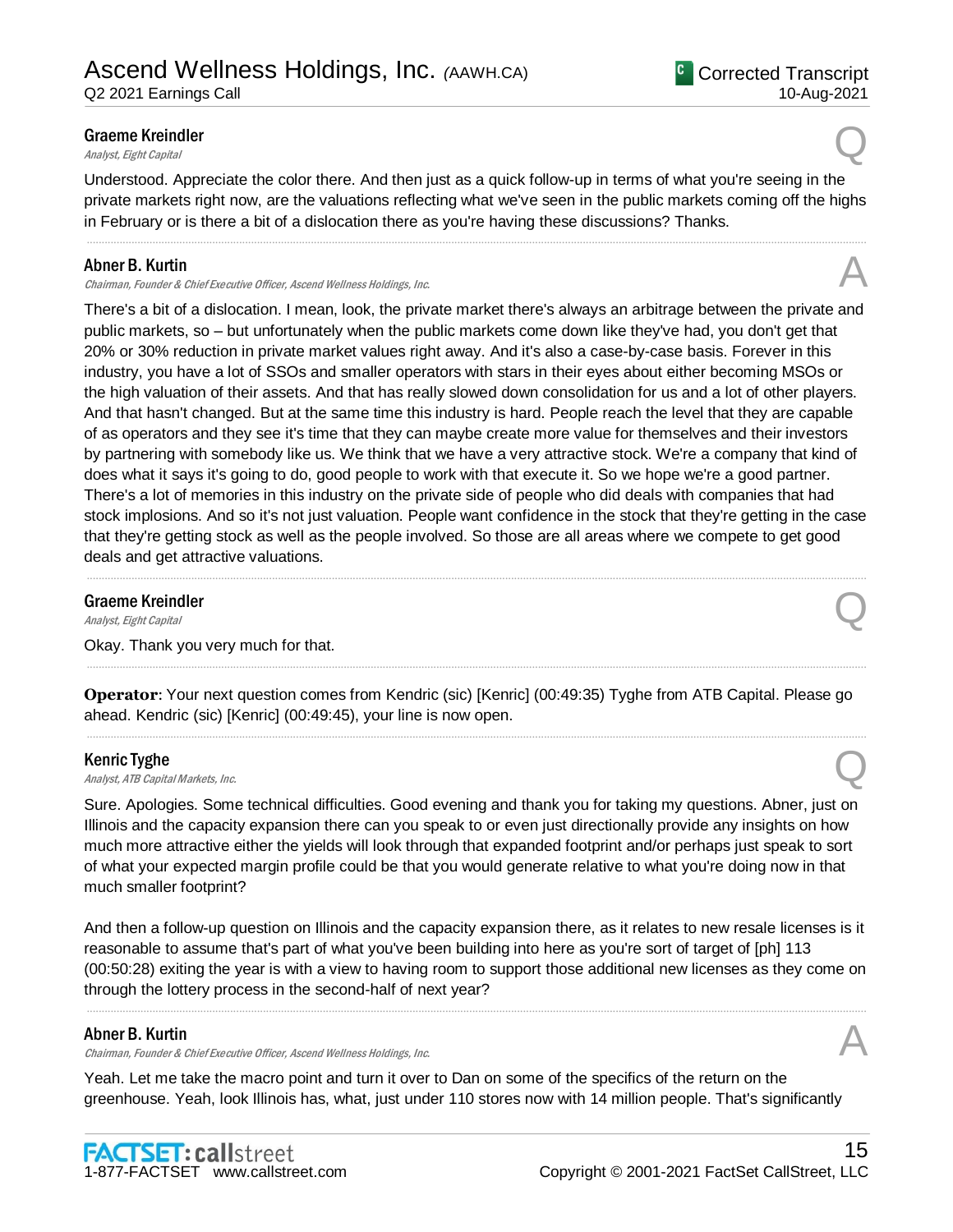**Graeme Kreindler**
*Analyst, Eight Capital*

Q

Understood. Appreciate the color there. And then just as a quick follow-up in terms of what you're seeing in the private markets right now, are the valuations reflecting what we've seen in the public markets coming off the highs in February or is there a bit of a dislocation there as you're having these discussions? Thanks.

---

**Abner B. Kurtin**
*Chairman, Founder & Chief Executive Officer, Ascend Wellness Holdings, Inc.*

A

There's a bit of a dislocation. I mean, look, the private market there's always an arbitrage between the private and public markets, so – but unfortunately when the public markets come down like they've had, you don't get that 20% or 30% reduction in private market values right away. And it's also a case-by-case basis. Forever in this industry, you have a lot of SSOs and smaller operators with stars in their eyes about either becoming MSOs or the high valuation of their assets. And that has really slowed down consolidation for us and a lot of other players. And that hasn't changed. But at the same time this industry is hard. People reach the level that they are capable of as operators and they see it's time that they can maybe create more value for themselves and their investors by partnering with somebody like us. We think that we have a very attractive stock. We're a company that kind of does what it says it's going to do, good people to work with that execute it. So we hope we're a good partner. There's a lot of memories in this industry on the private side of people who did deals with companies that had stock implosions. And so it's not just valuation. People want confidence in the stock that they're getting in the case that they're getting stock as well as the people involved. So those are all areas where we compete to get good deals and get attractive valuations.

---

**Graeme Kreindler**
*Analyst, Eight Capital*

Q

Okay. Thank you very much for that.

---

**Operator**: Your next question comes from Kendric (sic) [Kenric] (00:49:35) Tyghe from ATB Capital. Please go ahead. Kendric (sic) [Kenric] (00:49:45), your line is now open.

---

**Kenric Tyghe**
*Analyst, ATB Capital Markets, Inc.*

Q

Sure. Apologies. Some technical difficulties. Good evening and thank you for taking my questions. Abner, just on Illinois and the capacity expansion there can you speak to or even just directionally provide any insights on how much more attractive either the yields will look through that expanded footprint and/or perhaps just speak to sort of what your expected margin profile could be that you would generate relative to what you're doing now in that much smaller footprint?

And then a follow-up question on Illinois and the capacity expansion there, as it relates to new resale licenses is it reasonable to assume that's part of what you've been building into here as you're sort of target of [ph] 113 (00:50:28) exiting the year is with a view to having room to support those additional new licenses as they come on through the lottery process in the second-half of next year?

---

**Abner B. Kurtin**
*Chairman, Founder & Chief Executive Officer, Ascend Wellness Holdings, Inc.*

A

Yeah. Let me take the macro point and turn it over to Dan on some of the specifics of the return on the greenhouse. Yeah, look Illinois has, what, just under 110 stores now with 14 million people. That's significantly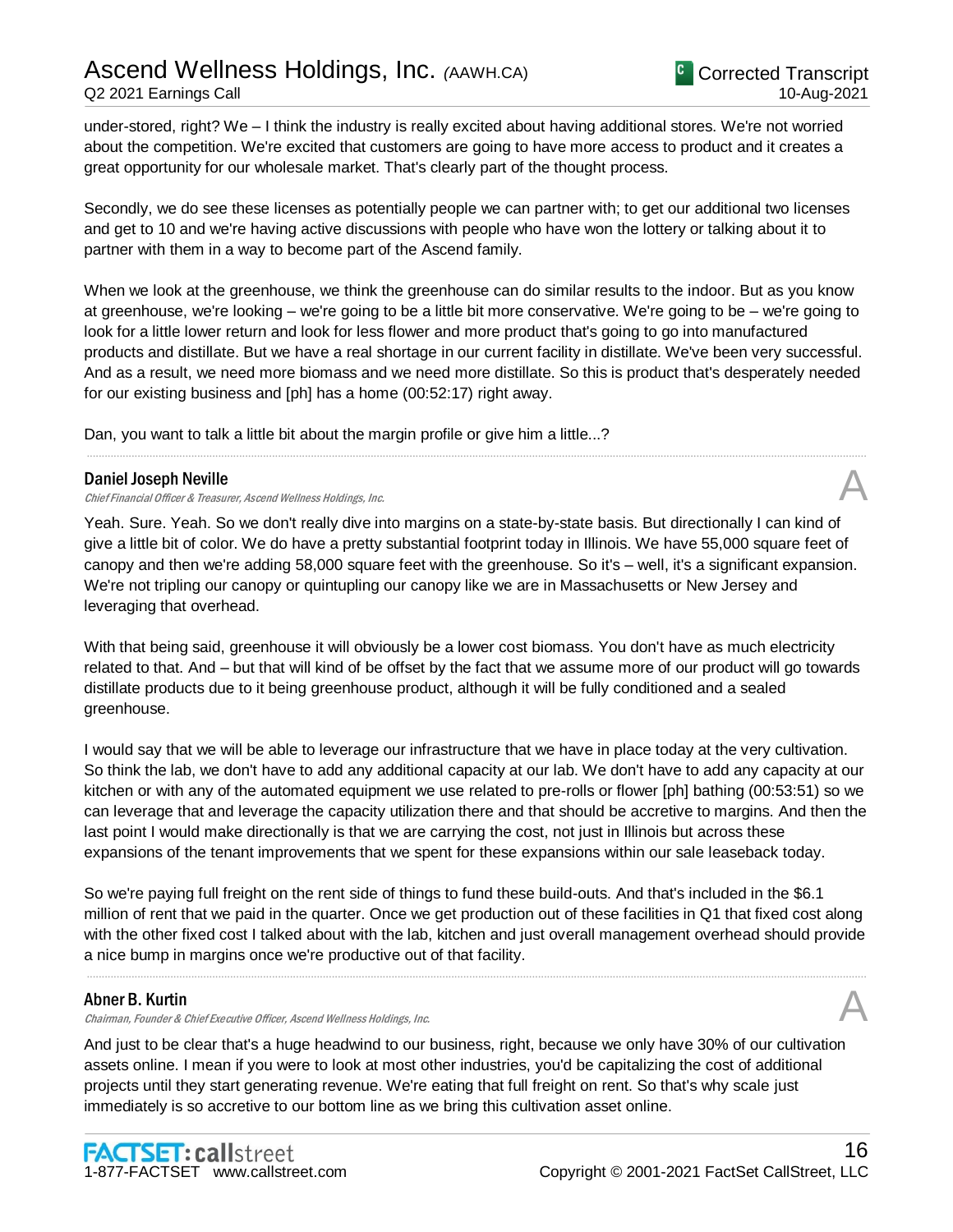under-stored, right? We – I think the industry is really excited about having additional stores. We're not worried about the competition. We're excited that customers are going to have more access to product and it creates a great opportunity for our wholesale market. That's clearly part of the thought process.

Secondly, we do see these licenses as potentially people we can partner with; to get our additional two licenses and get to 10 and we're having active discussions with people who have won the lottery or talking about it to partner with them in a way to become part of the Ascend family.

When we look at the greenhouse, we think the greenhouse can do similar results to the indoor. But as you know at greenhouse, we're looking – we're going to be a little bit more conservative. We're going to be – we're going to look for a little lower return and look for less flower and more product that's going to go into manufactured products and distillate. But we have a real shortage in our current facility in distillate. We've been very successful. And as a result, we need more biomass and we need more distillate. So this is product that's desperately needed for our existing business and [ph] has a home (00:52:17) right away.

Dan, you want to talk a little bit about the margin profile or give him a little...?

---

**Daniel Joseph Neville**
*Chief Financial Officer & Treasurer, Ascend Wellness Holdings, Inc.* — A

Yeah. Sure. Yeah. So we don't really dive into margins on a state-by-state basis. But directionally I can kind of give a little bit of color. We do have a pretty substantial footprint today in Illinois. We have 55,000 square feet of canopy and then we're adding 58,000 square feet with the greenhouse. So it's – well, it's a significant expansion. We're not tripling our canopy or quintupling our canopy like we are in Massachusetts or New Jersey and leveraging that overhead.

With that being said, greenhouse it will obviously be a lower cost biomass. You don't have as much electricity related to that. And – but that will kind of be offset by the fact that we assume more of our product will go towards distillate products due to it being greenhouse product, although it will be fully conditioned and a sealed greenhouse.

I would say that we will be able to leverage our infrastructure that we have in place today at the very cultivation. So think the lab, we don't have to add any additional capacity at our lab. We don't have to add any capacity at our kitchen or with any of the automated equipment we use related to pre-rolls or flower [ph] bathing (00:53:51) so we can leverage that and leverage the capacity utilization there and that should be accretive to margins. And then the last point I would make directionally is that we are carrying the cost, not just in Illinois but across these expansions of the tenant improvements that we spent for these expansions within our sale leaseback today.

So we're paying full freight on the rent side of things to fund these build-outs. And that's included in the $6.1 million of rent that we paid in the quarter. Once we get production out of these facilities in Q1 that fixed cost along with the other fixed cost I talked about with the lab, kitchen and just overall management overhead should provide a nice bump in margins once we're productive out of that facility.

---

**Abner B. Kurtin**
*Chairman, Founder & Chief Executive Officer, Ascend Wellness Holdings, Inc.* — A

And just to be clear that's a huge headwind to our business, right, because we only have 30% of our cultivation assets online. I mean if you were to look at most other industries, you'd be capitalizing the cost of additional projects until they start generating revenue. We're eating that full freight on rent. So that's why scale just immediately is so accretive to our bottom line as we bring this cultivation asset online.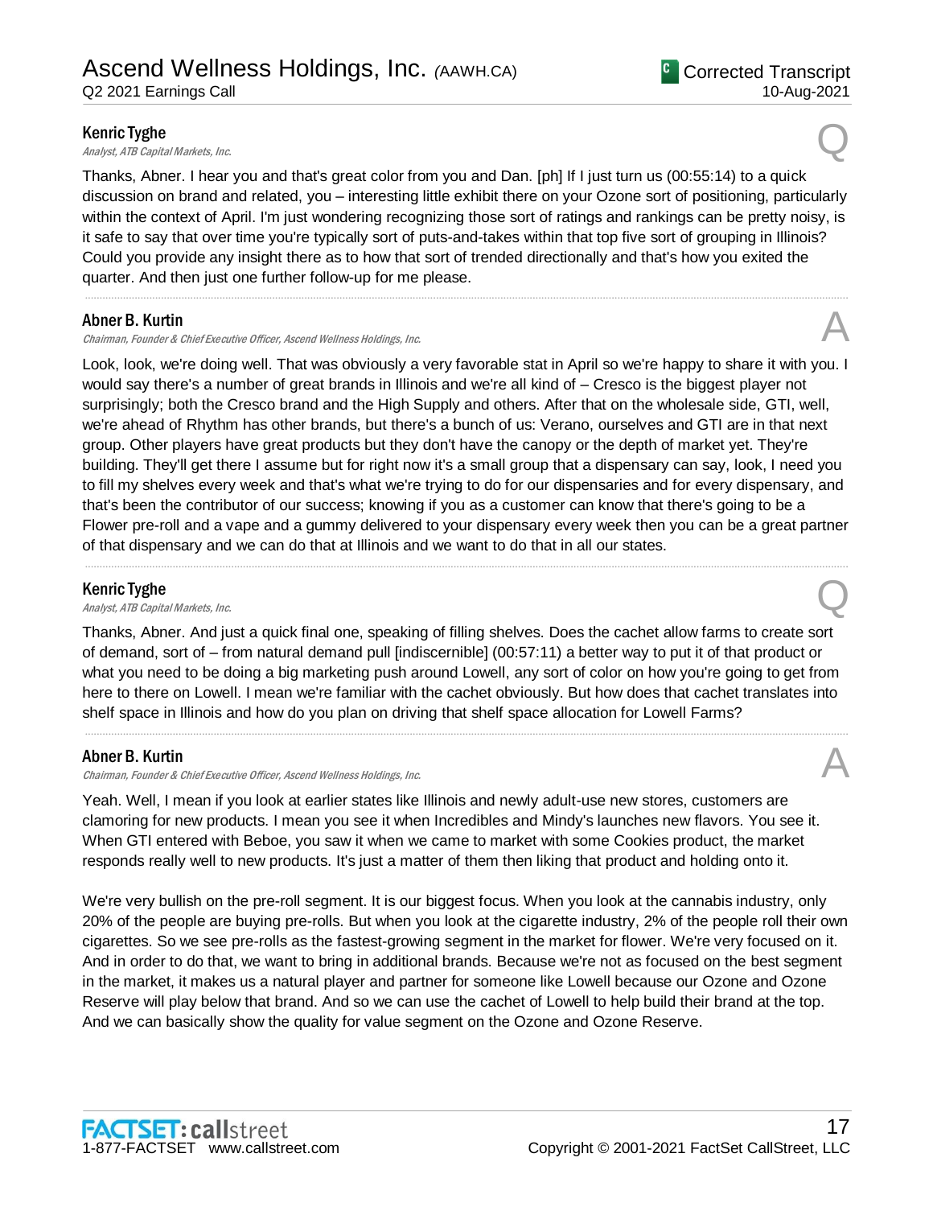**Kenric Tyghe**
*Analyst, ATB Capital Markets, Inc.*

Q

Thanks, Abner. I hear you and that's great color from you and Dan. [ph] If I just turn us (00:55:14) to a quick discussion on brand and related, you – interesting little exhibit there on your Ozone sort of positioning, particularly within the context of April. I'm just wondering recognizing those sort of ratings and rankings can be pretty noisy, is it safe to say that over time you're typically sort of puts-and-takes within that top five sort of grouping in Illinois? Could you provide any insight there as to how that sort of trended directionally and that's how you exited the quarter. And then just one further follow-up for me please.

---

**Abner B. Kurtin**
*Chairman, Founder & Chief Executive Officer, Ascend Wellness Holdings, Inc.*

A

Look, look, we're doing well. That was obviously a very favorable stat in April so we're happy to share it with you. I would say there's a number of great brands in Illinois and we're all kind of – Cresco is the biggest player not surprisingly; both the Cresco brand and the High Supply and others. After that on the wholesale side, GTI, well, we're ahead of Rhythm has other brands, but there's a bunch of us: Verano, ourselves and GTI are in that next group. Other players have great products but they don't have the canopy or the depth of market yet. They're building. They'll get there I assume but for right now it's a small group that a dispensary can say, look, I need you to fill my shelves every week and that's what we're trying to do for our dispensaries and for every dispensary, and that's been the contributor of our success; knowing if you as a customer can know that there's going to be a Flower pre-roll and a vape and a gummy delivered to your dispensary every week then you can be a great partner of that dispensary and we can do that at Illinois and we want to do that in all our states.

---

**Kenric Tyghe**
*Analyst, ATB Capital Markets, Inc.*

Q

Thanks, Abner. And just a quick final one, speaking of filling shelves. Does the cachet allow farms to create sort of demand, sort of – from natural demand pull [indiscernible] (00:57:11) a better way to put it of that product or what you need to be doing a big marketing push around Lowell, any sort of color on how you're going to get from here to there on Lowell. I mean we're familiar with the cachet obviously. But how does that cachet translates into shelf space in Illinois and how do you plan on driving that shelf space allocation for Lowell Farms?

---

**Abner B. Kurtin**
*Chairman, Founder & Chief Executive Officer, Ascend Wellness Holdings, Inc.*

A

Yeah. Well, I mean if you look at earlier states like Illinois and newly adult-use new stores, customers are clamoring for new products. I mean you see it when Incredibles and Mindy's launches new flavors. You see it. When GTI entered with Beboe, you saw it when we came to market with some Cookies product, the market responds really well to new products. It's just a matter of them then liking that product and holding onto it.

We're very bullish on the pre-roll segment. It is our biggest focus. When you look at the cannabis industry, only 20% of the people are buying pre-rolls. But when you look at the cigarette industry, 2% of the people roll their own cigarettes. So we see pre-rolls as the fastest-growing segment in the market for flower. We're very focused on it. And in order to do that, we want to bring in additional brands. Because we're not as focused on the best segment in the market, it makes us a natural player and partner for someone like Lowell because our Ozone and Ozone Reserve will play below that brand. And so we can use the cachet of Lowell to help build their brand at the top. And we can basically show the quality for value segment on the Ozone and Ozone Reserve.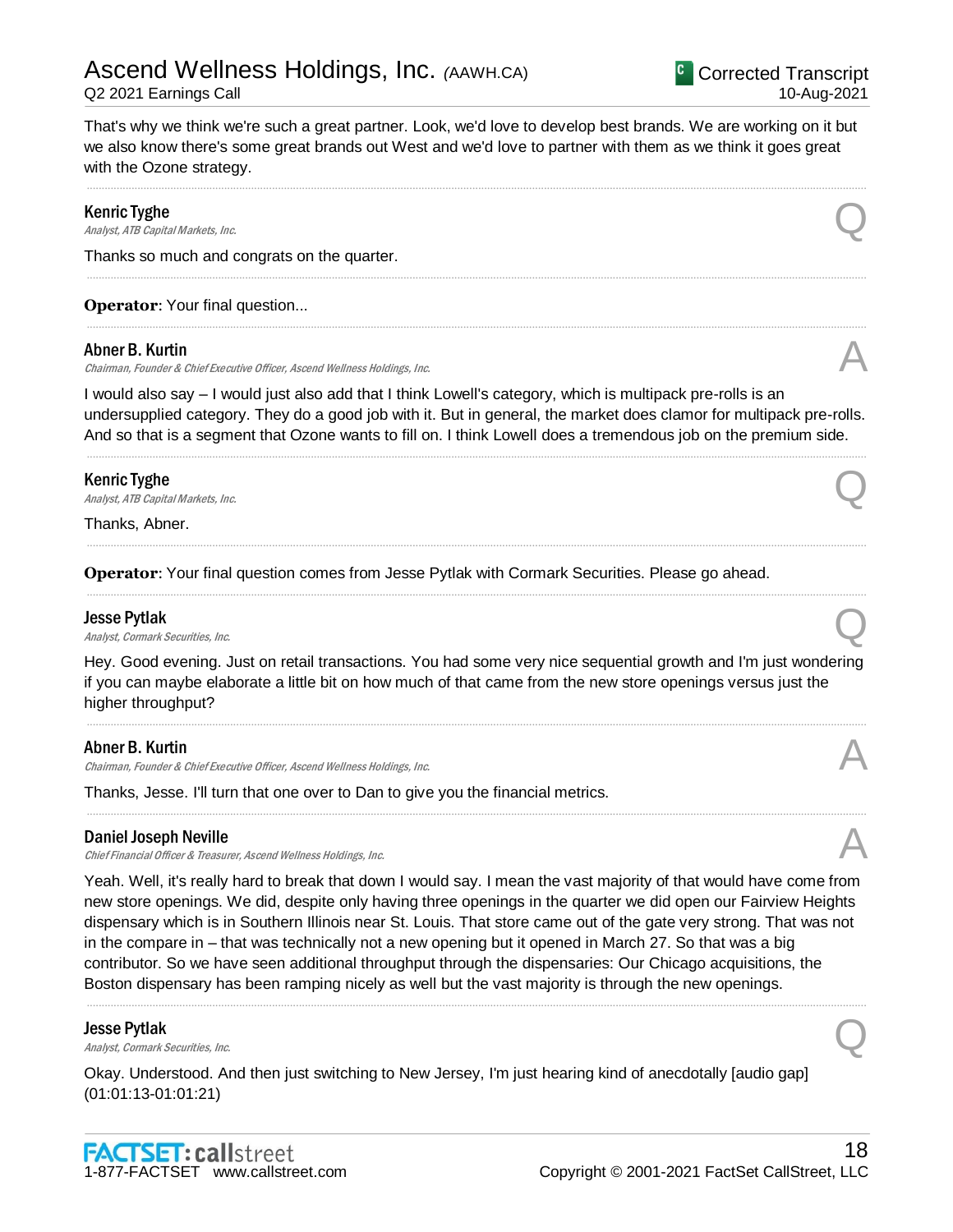That's why we think we're such a great partner. Look, we'd love to develop best brands. We are working on it but we also know there's some great brands out West and we'd love to partner with them as we think it goes great with the Ozone strategy.

---

**Kenric Tyghe**
*Analyst, ATB Capital Markets, Inc.* — Q

Thanks so much and congrats on the quarter.

---

**Operator**: Your final question...

---

**Abner B. Kurtin**
*Chairman, Founder & Chief Executive Officer, Ascend Wellness Holdings, Inc.* — A

I would also say – I would just also add that I think Lowell's category, which is multipack pre-rolls is an undersupplied category. They do a good job with it. But in general, the market does clamor for multipack pre-rolls. And so that is a segment that Ozone wants to fill on. I think Lowell does a tremendous job on the premium side.

---

**Kenric Tyghe**
*Analyst, ATB Capital Markets, Inc.* — Q

Thanks, Abner.

---

**Operator**: Your final question comes from Jesse Pytlak with Cormark Securities. Please go ahead.

---

**Jesse Pytlak**
*Analyst, Cormark Securities, Inc.* — Q

Hey. Good evening. Just on retail transactions. You had some very nice sequential growth and I'm just wondering if you can maybe elaborate a little bit on how much of that came from the new store openings versus just the higher throughput?

---

**Abner B. Kurtin**
*Chairman, Founder & Chief Executive Officer, Ascend Wellness Holdings, Inc.* — A

Thanks, Jesse. I'll turn that one over to Dan to give you the financial metrics.

---

**Daniel Joseph Neville**
*Chief Financial Officer & Treasurer, Ascend Wellness Holdings, Inc.* — A

Yeah. Well, it's really hard to break that down I would say. I mean the vast majority of that would have come from new store openings. We did, despite only having three openings in the quarter we did open our Fairview Heights dispensary which is in Southern Illinois near St. Louis. That store came out of the gate very strong. That was not in the compare in – that was technically not a new opening but it opened in March 27. So that was a big contributor. So we have seen additional throughput through the dispensaries: Our Chicago acquisitions, the Boston dispensary has been ramping nicely as well but the vast majority is through the new openings.

---

**Jesse Pytlak**
*Analyst, Cormark Securities, Inc.* — Q

Okay. Understood. And then just switching to New Jersey, I'm just hearing kind of anecdotally [audio gap] (01:01:13-01:01:21)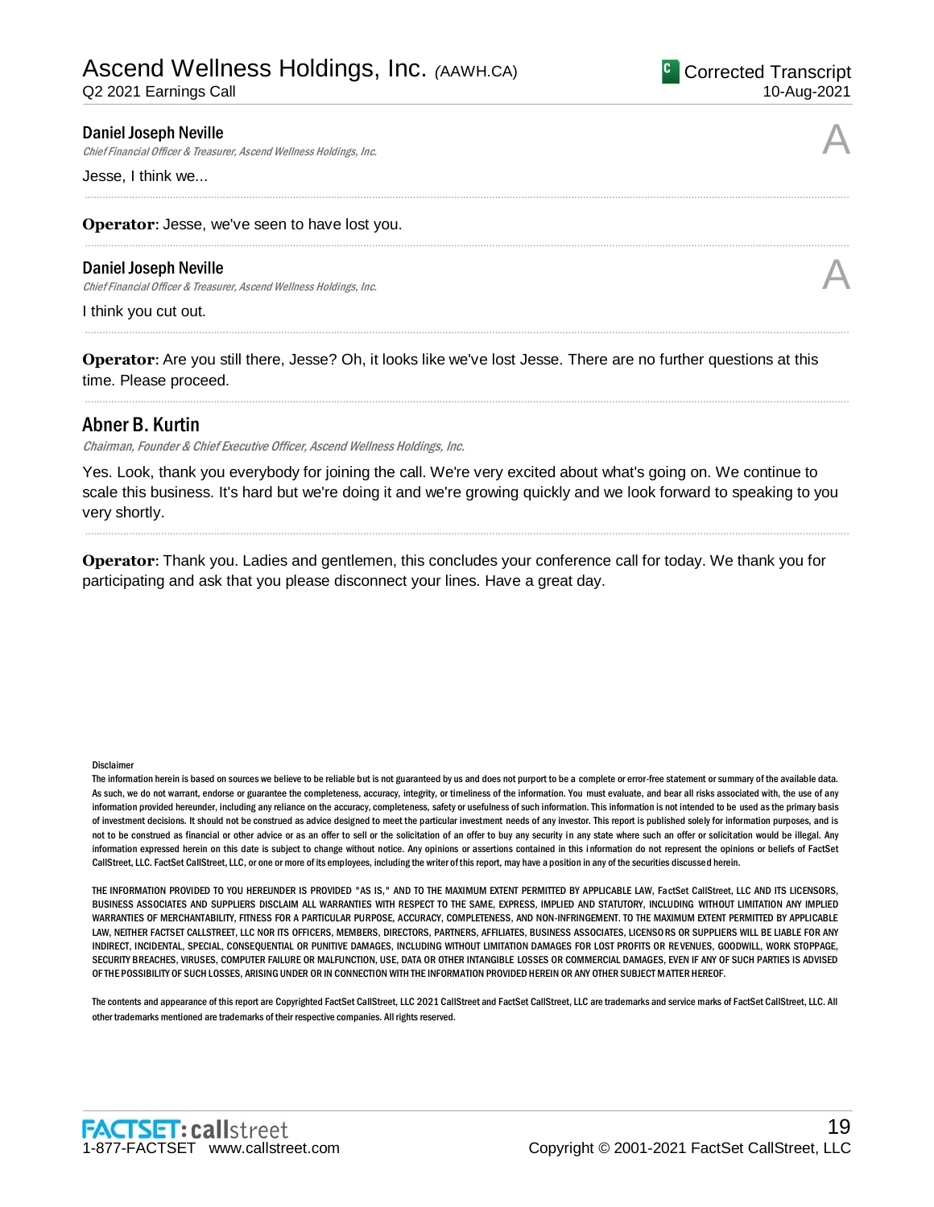**Daniel Joseph Neville**
*Chief Financial Officer & Treasurer, Ascend Wellness Holdings, Inc.*

Jesse, I think we...

---

**Operator**: Jesse, we've seen to have lost you.

---

**Daniel Joseph Neville**
*Chief Financial Officer & Treasurer, Ascend Wellness Holdings, Inc.*

I think you cut out.

---

**Operator**: Are you still there, Jesse? Oh, it looks like we've lost Jesse. There are no further questions at this time. Please proceed.

---

## Abner B. Kurtin
*Chairman, Founder & Chief Executive Officer, Ascend Wellness Holdings, Inc.*

Yes. Look, thank you everybody for joining the call. We're very excited about what's going on. We continue to scale this business. It's hard but we're doing it and we're growing quickly and we look forward to speaking to you very shortly.

---

**Operator**: Thank you. Ladies and gentlemen, this concludes your conference call for today. We thank you for participating and ask that you please disconnect your lines. Have a great day.

Disclaimer

The information herein is based on sources we believe to be reliable but is not guaranteed by us and does not purport to be a complete or error-free statement or summary of the available data. As such, we do not warrant, endorse or guarantee the completeness, accuracy, integrity, or timeliness of the information. You must evaluate, and bear all risks associated with, the use of any information provided hereunder, including any reliance on the accuracy, completeness, safety or usefulness of such information. This information is not intended to be used as the primary basis of investment decisions. It should not be construed as advice designed to meet the particular investment needs of any investor. This report is published solely for information purposes, and is not to be construed as financial or other advice or as an offer to sell or the solicitation of an offer to buy any security in any state where such an offer or solicitation would be illegal. Any information expressed herein on this date is subject to change without notice. Any opinions or assertions contained in this information do not represent the opinions or beliefs of FactSet CallStreet, LLC. FactSet CallStreet, LLC, or one or more of its employees, including the writer of this report, may have a position in any of the securities discussed herein.

THE INFORMATION PROVIDED TO YOU HEREUNDER IS PROVIDED "AS IS," AND TO THE MAXIMUM EXTENT PERMITTED BY APPLICABLE LAW, FactSet CallStreet, LLC AND ITS LICENSORS, BUSINESS ASSOCIATES AND SUPPLIERS DISCLAIM ALL WARRANTIES WITH RESPECT TO THE SAME, EXPRESS, IMPLIED AND STATUTORY, INCLUDING WITHOUT LIMITATION ANY IMPLIED WARRANTIES OF MERCHANTABILITY, FITNESS FOR A PARTICULAR PURPOSE, ACCURACY, COMPLETENESS, AND NON-INFRINGEMENT. TO THE MAXIMUM EXTENT PERMITTED BY APPLICABLE LAW, NEITHER FACTSET CALLSTREET, LLC NOR ITS OFFICERS, MEMBERS, DIRECTORS, PARTNERS, AFFILIATES, BUSINESS ASSOCIATES, LICENSORS OR SUPPLIERS WILL BE LIABLE FOR ANY INDIRECT, INCIDENTAL, SPECIAL, CONSEQUENTIAL OR PUNITIVE DAMAGES, INCLUDING WITHOUT LIMITATION DAMAGES FOR LOST PROFITS OR REVENUES, GOODWILL, WORK STOPPAGE, SECURITY BREACHES, VIRUSES, COMPUTER FAILURE OR MALFUNCTION, USE, DATA OR OTHER INTANGIBLE LOSSES OR COMMERCIAL DAMAGES, EVEN IF ANY OF SUCH PARTIES IS ADVISED OF THE POSSIBILITY OF SUCH LOSSES, ARISING UNDER OR IN CONNECTION WITH THE INFORMATION PROVIDED HEREIN OR ANY OTHER SUBJECT MATTER HEREOF.

The contents and appearance of this report are Copyrighted FactSet CallStreet, LLC 2021 CallStreet and FactSet CallStreet, LLC are trademarks and service marks of FactSet CallStreet, LLC. All other trademarks mentioned are trademarks of their respective companies. All rights reserved.